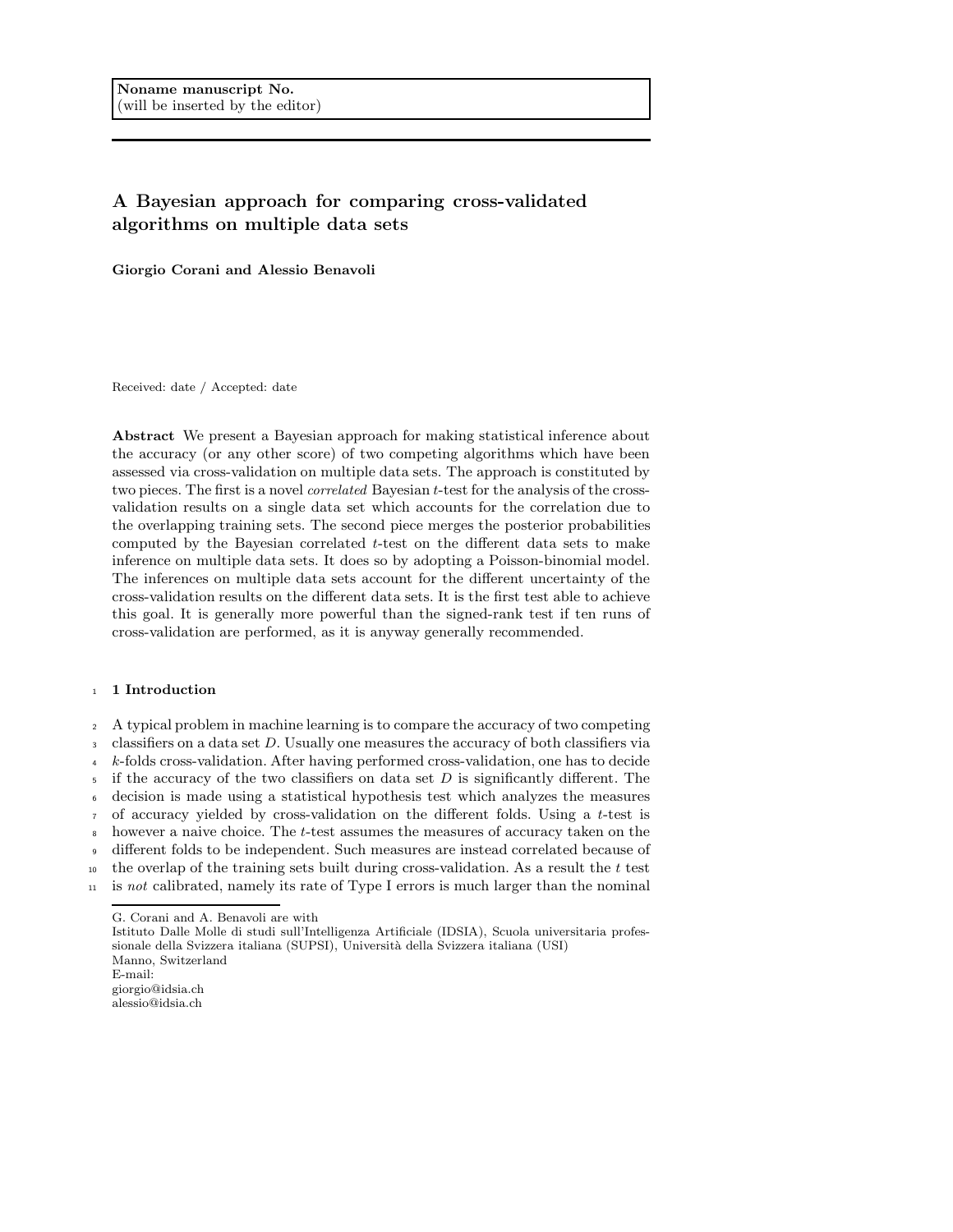Noname manuscript No.
(will be inserted by the editor)

# A Bayesian approach for comparing cross-validated algorithms on multiple data sets

**Giorgio Corani and Alessio Benavoli**

Received: date / Accepted: date

**Abstract** We present a Bayesian approach for making statistical inference about the accuracy (or any other score) of two competing algorithms which have been assessed via cross-validation on multiple data sets. The approach is constituted by two pieces. The first is a novel *correlated* Bayesian $t$-test for the analysis of the cross-validation results on a single data set which accounts for the correlation due to the overlapping training sets. The second piece merges the posterior probabilities computed by the Bayesian correlated $t$-test on the different data sets to make inference on multiple data sets. It does so by adopting a Poisson-binomial model. The inferences on multiple data sets account for the different uncertainty of the cross-validation results on the different data sets. It is the first test able to achieve this goal. It is generally more powerful than the signed-rank test if ten runs of cross-validation are performed, as it is anyway generally recommended.

## 1 Introduction

A typical problem in machine learning is to compare the accuracy of two competing classifiers on a data set $D$. Usually one measures the accuracy of both classifiers via $k$-folds cross-validation. After having performed cross-validation, one has to decide if the accuracy of the two classifiers on data set $D$ is significantly different. The decision is made using a statistical hypothesis test which analyzes the measures of accuracy yielded by cross-validation on the different folds. Using a $t$-test is however a naive choice. The $t$-test assumes the measures of accuracy taken on the different folds to be independent. Such measures are instead correlated because of the overlap of the training sets built during cross-validation. As a result the $t$ test is *not* calibrated, namely its rate of Type I errors is much larger than the nominal

G. Corani and A. Benavoli are with
Istituto Dalle Molle di studi sull'Intelligenza Artificiale (IDSIA), Scuola universitaria professionale della Svizzera italiana (SUPSI), Università della Svizzera italiana (USI)
Manno, Switzerland
E-mail:
giorgio@idsia.ch
alessio@idsia.ch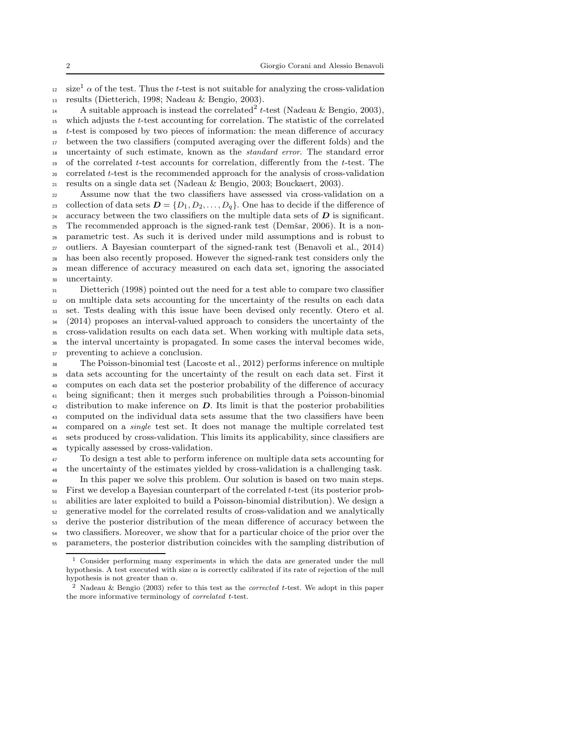size[1] $\alpha$ of the test. Thus the $t$-test is not suitable for analyzing the cross-validation results (Dietterich, 1998; Nadeau & Bengio, 2003).

A suitable approach is instead the correlated[2] $t$-test (Nadeau & Bengio, 2003), which adjusts the $t$-test accounting for correlation. The statistic of the correlated $t$-test is composed by two pieces of information: the mean difference of accuracy between the two classifiers (computed averaging over the different folds) and the uncertainty of such estimate, known as the *standard error*. The standard error of the correlated $t$-test accounts for correlation, differently from the $t$-test. The correlated $t$-test is the recommended approach for the analysis of cross-validation results on a single data set (Nadeau & Bengio, 2003; Bouckaert, 2003).

Assume now that the two classifiers have assessed via cross-validation on a collection of data sets $\boldsymbol{D} = \{D_1, D_2, \ldots, D_q\}$. One has to decide if the difference of accuracy between the two classifiers on the multiple data sets of $\boldsymbol{D}$ is significant. The recommended approach is the signed-rank test (Demšar, 2006). It is a non-parametric test. As such it is derived under mild assumptions and is robust to outliers. A Bayesian counterpart of the signed-rank test (Benavoli et al., 2014) has been also recently proposed. However the signed-rank test considers only the mean difference of accuracy measured on each data set, ignoring the associated uncertainty.

Dietterich (1998) pointed out the need for a test able to compare two classifier on multiple data sets accounting for the uncertainty of the results on each data set. Tests dealing with this issue have been devised only recently. Otero et al. (2014) proposes an interval-valued approach to considers the uncertainty of the cross-validation results on each data set. When working with multiple data sets, the interval uncertainty is propagated. In some cases the interval becomes wide, preventing to achieve a conclusion.

The Poisson-binomial test (Lacoste et al., 2012) performs inference on multiple data sets accounting for the uncertainty of the result on each data set. First it computes on each data set the posterior probability of the difference of accuracy being significant; then it merges such probabilities through a Poisson-binomial distribution to make inference on $\boldsymbol{D}$. Its limit is that the posterior probabilities computed on the individual data sets assume that the two classifiers have been compared on a *single* test set. It does not manage the multiple correlated test sets produced by cross-validation. This limits its applicability, since classifiers are typically assessed by cross-validation.

To design a test able to perform inference on multiple data sets accounting for the uncertainty of the estimates yielded by cross-validation is a challenging task.

In this paper we solve this problem. Our solution is based on two main steps. First we develop a Bayesian counterpart of the correlated $t$-test (its posterior probabilities are later exploited to build a Poisson-binomial distribution). We design a generative model for the correlated results of cross-validation and we analytically derive the posterior distribution of the mean difference of accuracy between the two classifiers. Moreover, we show that for a particular choice of the prior over the parameters, the posterior distribution coincides with the sampling distribution of

[1] Consider performing many experiments in which the data are generated under the null hypothesis. A test executed with size $\alpha$ is correctly calibrated if its rate of rejection of the null hypothesis is not greater than $\alpha$.

[2] Nadeau & Bengio (2003) refer to this test as the *corrected* $t$-test. We adopt in this paper the more informative terminology of *correlated* $t$-test.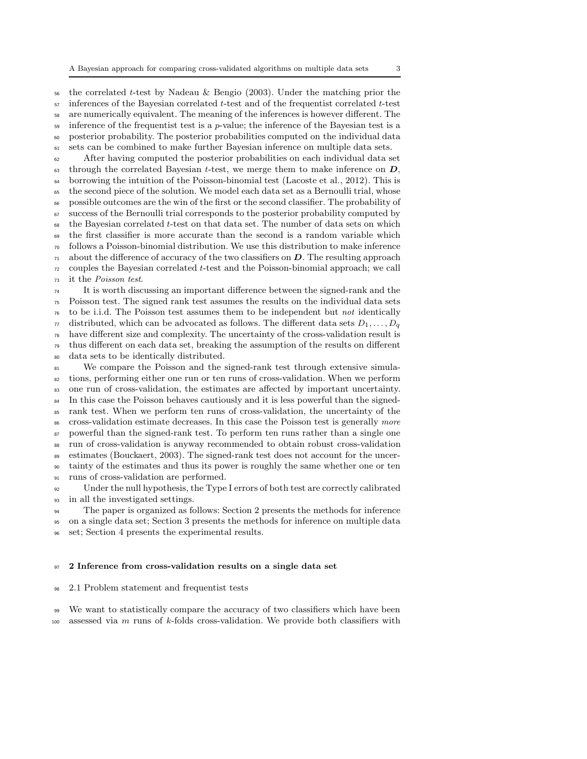the correlated $t$-test by Nadeau & Bengio (2003). Under the matching prior the inferences of the Bayesian correlated $t$-test and of the frequentist correlated $t$-test are numerically equivalent. The meaning of the inferences is however different. The inference of the frequentist test is a $p$-value; the inference of the Bayesian test is a posterior probability. The posterior probabilities computed on the individual data sets can be combined to make further Bayesian inference on multiple data sets.

After having computed the posterior probabilities on each individual data set through the correlated Bayesian $t$-test, we merge them to make inference on $\boldsymbol{D}$, borrowing the intuition of the Poisson-binomial test (Lacoste et al., 2012). This is the second piece of the solution. We model each data set as a Bernoulli trial, whose possible outcomes are the win of the first or the second classifier. The probability of success of the Bernoulli trial corresponds to the posterior probability computed by the Bayesian correlated $t$-test on that data set. The number of data sets on which the first classifier is more accurate than the second is a random variable which follows a Poisson-binomial distribution. We use this distribution to make inference about the difference of accuracy of the two classifiers on $\boldsymbol{D}$. The resulting approach couples the Bayesian correlated $t$-test and the Poisson-binomial approach; we call it the *Poisson test*.

It is worth discussing an important difference between the signed-rank and the Poisson test. The signed rank test assumes the results on the individual data sets to be i.i.d. The Poisson test assumes them to be independent but *not* identically distributed, which can be advocated as follows. The different data sets $D_1, \ldots, D_q$ have different size and complexity. The uncertainty of the cross-validation result is thus different on each data set, breaking the assumption of the results on different data sets to be identically distributed.

We compare the Poisson and the signed-rank test through extensive simulations, performing either one run or ten runs of cross-validation. When we perform one run of cross-validation, the estimates are affected by important uncertainty. In this case the Poisson behaves cautiously and it is less powerful than the signed-rank test. When we perform ten runs of cross-validation, the uncertainty of the cross-validation estimate decreases. In this case the Poisson test is generally *more* powerful than the signed-rank test. To perform ten runs rather than a single one run of cross-validation is anyway recommended to obtain robust cross-validation estimates (Bouckaert, 2003). The signed-rank test does not account for the uncertainty of the estimates and thus its power is roughly the same whether one or ten runs of cross-validation are performed.

Under the null hypothesis, the Type I errors of both test are correctly calibrated in all the investigated settings.

The paper is organized as follows: Section 2 presents the methods for inference on a single data set; Section 3 presents the methods for inference on multiple data set; Section 4 presents the experimental results.

## 2 Inference from cross-validation results on a single data set

### 2.1 Problem statement and frequentist tests

We want to statistically compare the accuracy of two classifiers which have been assessed via $m$ runs of $k$-folds cross-validation. We provide both classifiers with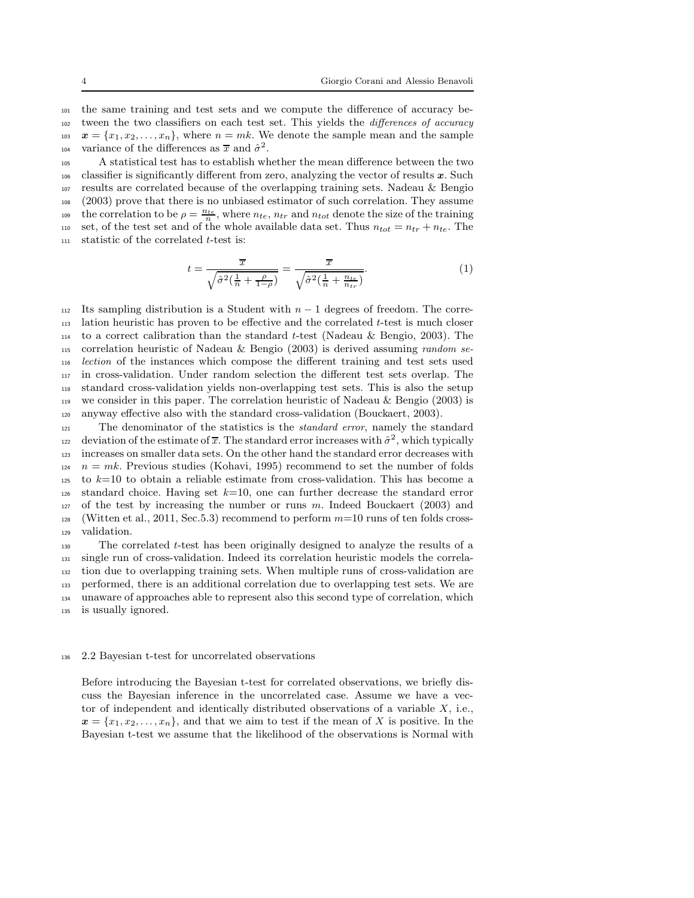the same training and test sets and we compute the difference of accuracy between the two classifiers on each test set. This yields the *differences of accuracy* $\boldsymbol{x} = \{x_1, x_2, \ldots, x_n\}$, where $n = mk$. We denote the sample mean and the sample variance of the differences as $\overline{x}$ and $\hat{\sigma}^2$.

A statistical test has to establish whether the mean difference between the two classifier is significantly different from zero, analyzing the vector of results $\boldsymbol{x}$. Such results are correlated because of the overlapping training sets. Nadeau & Bengio (2003) prove that there is no unbiased estimator of such correlation. They assume the correlation to be $\rho = \frac{n_{te}}{n}$, where $n_{te}$, $n_{tr}$ and $n_{tot}$ denote the size of the training set, of the test set and of the whole available data set. Thus $n_{tot} = n_{tr} + n_{te}$. The statistic of the correlated $t$-test is:

$$t = \frac{\overline{x}}{\sqrt{\hat{\sigma}^2(\frac{1}{n} + \frac{\rho}{1-\rho})}} = \frac{\overline{x}}{\sqrt{\hat{\sigma}^2(\frac{1}{n} + \frac{n_{te}}{n_{tr}})}}. \tag{1}$$

Its sampling distribution is a Student with $n-1$ degrees of freedom. The correlation heuristic has proven to be effective and the correlated $t$-test is much closer to a correct calibration than the standard $t$-test (Nadeau & Bengio, 2003). The correlation heuristic of Nadeau & Bengio (2003) is derived assuming *random selection* of the instances which compose the different training and test sets used in cross-validation. Under random selection the different test sets overlap. The standard cross-validation yields non-overlapping test sets. This is also the setup we consider in this paper. The correlation heuristic of Nadeau & Bengio (2003) is anyway effective also with the standard cross-validation (Bouckaert, 2003).

The denominator of the statistics is the *standard error*, namely the standard deviation of the estimate of $\overline{x}$. The standard error increases with $\hat{\sigma}^2$, which typically increases on smaller data sets. On the other hand the standard error decreases with $n = mk$. Previous studies (Kohavi, 1995) recommend to set the number of folds to $k$=10 to obtain a reliable estimate from cross-validation. This has become a standard choice. Having set $k$=10, one can further decrease the standard error of the test by increasing the number or runs $m$. Indeed Bouckaert (2003) and (Witten et al., 2011, Sec.5.3) recommend to perform $m$=10 runs of ten folds cross-validation.

The correlated $t$-test has been originally designed to analyze the results of a single run of cross-validation. Indeed its correlation heuristic models the correlation due to overlapping training sets. When multiple runs of cross-validation are performed, there is an additional correlation due to overlapping test sets. We are unaware of approaches able to represent also this second type of correlation, which is usually ignored.

### 2.2 Bayesian t-test for uncorrelated observations

Before introducing the Bayesian t-test for correlated observations, we briefly discuss the Bayesian inference in the uncorrelated case. Assume we have a vector of independent and identically distributed observations of a variable $X$, i.e., $\boldsymbol{x} = \{x_1, x_2, \ldots, x_n\}$, and that we aim to test if the mean of $X$ is positive. In the Bayesian t-test we assume that the likelihood of the observations is Normal with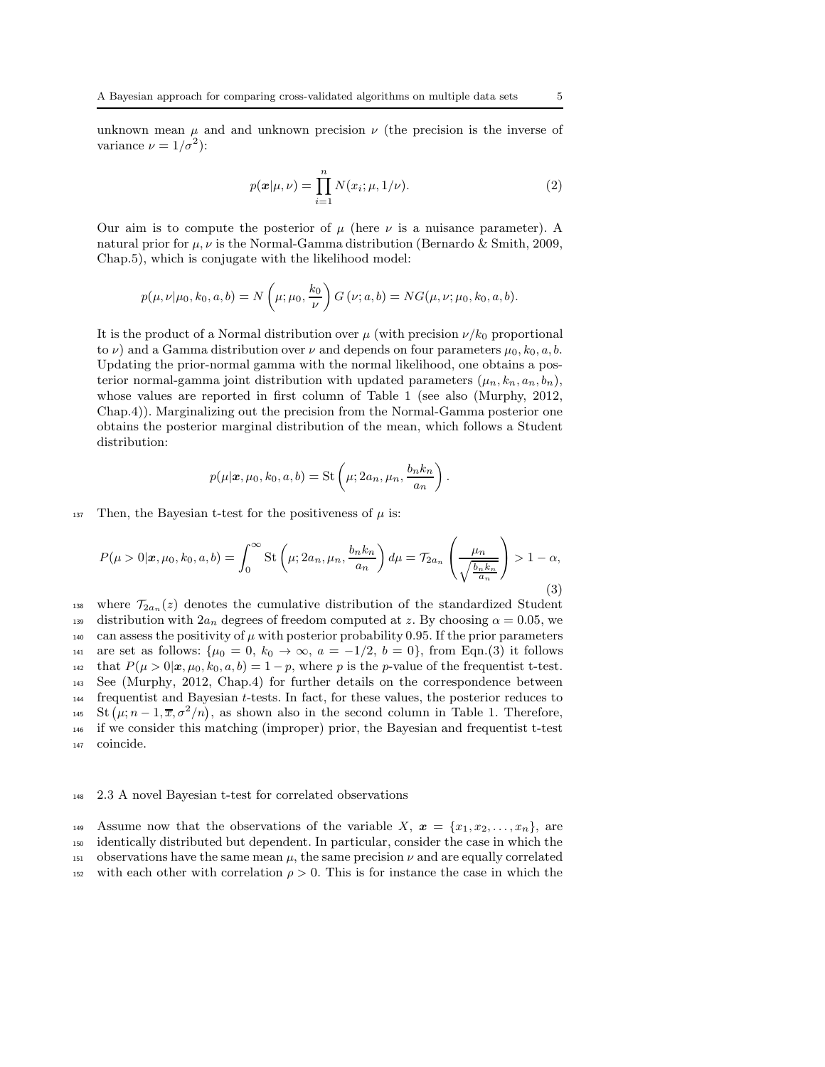unknown mean $\mu$ and and unknown precision $\nu$ (the precision is the inverse of variance $\nu = 1/\sigma^2$):

$$p(\boldsymbol{x}|\mu, \nu) = \prod_{i=1}^{n} N(x_i; \mu, 1/\nu). \tag{2}$$

Our aim is to compute the posterior of $\mu$ (here $\nu$ is a nuisance parameter). A natural prior for $\mu, \nu$ is the Normal-Gamma distribution (Bernardo & Smith, 2009, Chap.5), which is conjugate with the likelihood model:

$$p(\mu, \nu|\mu_0, k_0, a, b) = N\left(\mu; \mu_0, \frac{k_0}{\nu}\right) G\left(\nu; a, b\right) = NG(\mu, \nu; \mu_0, k_0, a, b).$$

It is the product of a Normal distribution over $\mu$ (with precision $\nu/k_0$ proportional to $\nu$) and a Gamma distribution over $\nu$ and depends on four parameters $\mu_0, k_0, a, b$. Updating the prior-normal gamma with the normal likelihood, one obtains a posterior normal-gamma joint distribution with updated parameters $(\mu_n, k_n, a_n, b_n)$, whose values are reported in first column of Table 1 (see also (Murphy, 2012, Chap.4)). Marginalizing out the precision from the Normal-Gamma posterior one obtains the posterior marginal distribution of the mean, which follows a Student distribution:

$$p(\mu|\boldsymbol{x}, \mu_0, k_0, a, b) = \text{St}\left(\mu; 2a_n, \mu_n, \frac{b_n k_n}{a_n}\right).$$

Then, the Bayesian t-test for the positiveness of $\mu$ is:

$$P(\mu > 0|\boldsymbol{x}, \mu_0, k_0, a, b) = \int_0^\infty \text{St}\left(\mu; 2a_n, \mu_n, \frac{b_n k_n}{a_n}\right) d\mu = \mathcal{T}_{2a_n}\left(\frac{\mu_n}{\sqrt{\frac{b_n k_n}{a_n}}}\right) > 1 - \alpha, \tag{3}$$

where $\mathcal{T}_{2a_n}(z)$ denotes the cumulative distribution of the standardized Student distribution with $2a_n$ degrees of freedom computed at $z$. By choosing $\alpha = 0.05$, we can assess the positivity of $\mu$ with posterior probability 0.95. If the prior parameters are set as follows: $\{\mu_0 = 0,\ k_0 \to \infty,\ a = -1/2,\ b = 0\}$, from Eqn.(3) it follows that $P(\mu > 0|\boldsymbol{x}, \mu_0, k_0, a, b) = 1 - p$, where $p$ is the $p$-value of the frequentist t-test. See (Murphy, 2012, Chap.4) for further details on the correspondence between frequentist and Bayesian $t$-tests. In fact, for these values, the posterior reduces to $\text{St}\left(\mu; n-1, \overline{x}, \sigma^2/n\right)$, as shown also in the second column in Table 1. Therefore, if we consider this matching (improper) prior, the Bayesian and frequentist t-test coincide.

### 2.3 A novel Bayesian t-test for correlated observations

Assume now that the observations of the variable $X$, $\boldsymbol{x} = \{x_1, x_2, \ldots, x_n\}$, are identically distributed but dependent. In particular, consider the case in which the observations have the same mean $\mu$, the same precision $\nu$ and are equally correlated with each other with correlation $\rho > 0$. This is for instance the case in which the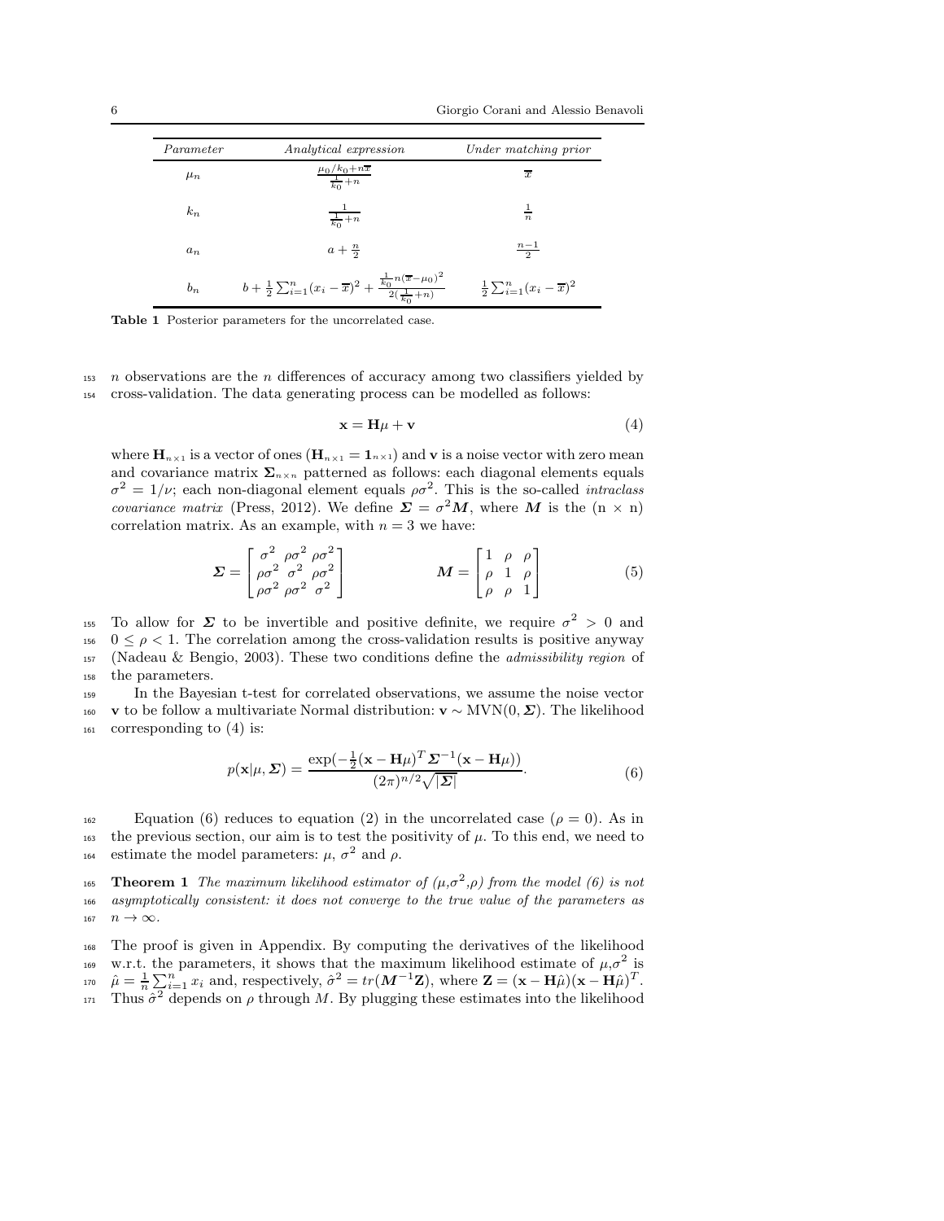| *Parameter* | *Analytical expression* | *Under matching prior* |
|---|---|---|
| $\mu_n$ | $\frac{\mu_0/k_0+n\overline{x}}{\frac{1}{k_0}+n}$ | $\overline{x}$ |
| $k_n$ | $\frac{1}{\frac{1}{k_0}+n}$ | $\frac{1}{n}$ |
| $a_n$ | $a+\frac{n}{2}$ | $\frac{n-1}{2}$ |
| $b_n$ | $b+\frac{1}{2}\sum_{i=1}^{n}(x_i-\overline{x})^2+\frac{\frac{1}{k_0}n(\overline{x}-\mu_0)^2}{2(\frac{1}{k_0}+n)}$ | $\frac{1}{2}\sum_{i=1}^{n}(x_i-\overline{x})^2$ |

**Table 1** Posterior parameters for the uncorrelated case.

$n$ observations are the $n$ differences of accuracy among two classifiers yielded by cross-validation. The data generating process can be modelled as follows:

$$\mathbf{x} = \mathbf{H}\mu + \mathbf{v} \tag{4}$$

where $\mathbf{H}_{n\times 1}$ is a vector of ones ($\mathbf{H}_{n\times 1} = \mathbf{1}_{n\times 1}$) and $\mathbf{v}$ is a noise vector with zero mean and covariance matrix $\mathbf{\Sigma}_{n\times n}$ patterned as follows: each diagonal elements equals $\sigma^2 = 1/\nu$; each non-diagonal element equals $\rho\sigma^2$. This is the so-called *intraclass covariance matrix* (Press, 2012). We define $\boldsymbol{\Sigma} = \sigma^2\boldsymbol{M}$, where $\boldsymbol{M}$ is the (n $\times$ n) correlation matrix. As an example, with $n = 3$ we have:

$$\boldsymbol{\Sigma} = \begin{bmatrix} \sigma^2 & \rho\sigma^2 & \rho\sigma^2 \\ \rho\sigma^2 & \sigma^2 & \rho\sigma^2 \\ \rho\sigma^2 & \rho\sigma^2 & \sigma^2 \end{bmatrix} \qquad\qquad \boldsymbol{M} = \begin{bmatrix} 1 & \rho & \rho \\ \rho & 1 & \rho \\ \rho & \rho & 1 \end{bmatrix} \tag{5}$$

To allow for $\boldsymbol{\Sigma}$ to be invertible and positive definite, we require $\sigma^2 > 0$ and $0 \leq \rho < 1$. The correlation among the cross-validation results is positive anyway (Nadeau & Bengio, 2003). These two conditions define the *admissibility region* of the parameters.

In the Bayesian t-test for correlated observations, we assume the noise vector $\mathbf{v}$ to be follow a multivariate Normal distribution: $\mathbf{v} \sim \text{MVN}(0, \boldsymbol{\Sigma})$. The likelihood corresponding to (4) is:

$$p(\mathbf{x}|\mu, \boldsymbol{\Sigma}) = \frac{\exp(-\frac{1}{2}(\mathbf{x}-\mathbf{H}\mu)^T\boldsymbol{\Sigma}^{-1}(\mathbf{x}-\mathbf{H}\mu))}{(2\pi)^{n/2}\sqrt{|\boldsymbol{\Sigma}|}}. \tag{6}$$

Equation (6) reduces to equation (2) in the uncorrelated case ($\rho = 0$). As in the previous section, our aim is to test the positivity of $\mu$. To this end, we need to estimate the model parameters: $\mu$, $\sigma^2$ and $\rho$.

**Theorem 1** *The maximum likelihood estimator of ($\mu$,$\sigma^2$,$\rho$) from the model (6) is not asymptotically consistent: it does not converge to the true value of the parameters as $n \to \infty$.*

The proof is given in Appendix. By computing the derivatives of the likelihood w.r.t. the parameters, it shows that the maximum likelihood estimate of $\mu$,$\sigma^2$ is $\hat{\mu} = \frac{1}{n}\sum_{i=1}^{n} x_i$ and, respectively, $\hat{\sigma}^2 = tr(\boldsymbol{M}^{-1}\mathbf{Z})$, where $\mathbf{Z} = (\mathbf{x}-\mathbf{H}\hat{\mu})(\mathbf{x}-\mathbf{H}\hat{\mu})^T$. Thus $\hat{\sigma}^2$ depends on $\rho$ through $M$. By plugging these estimates into the likelihood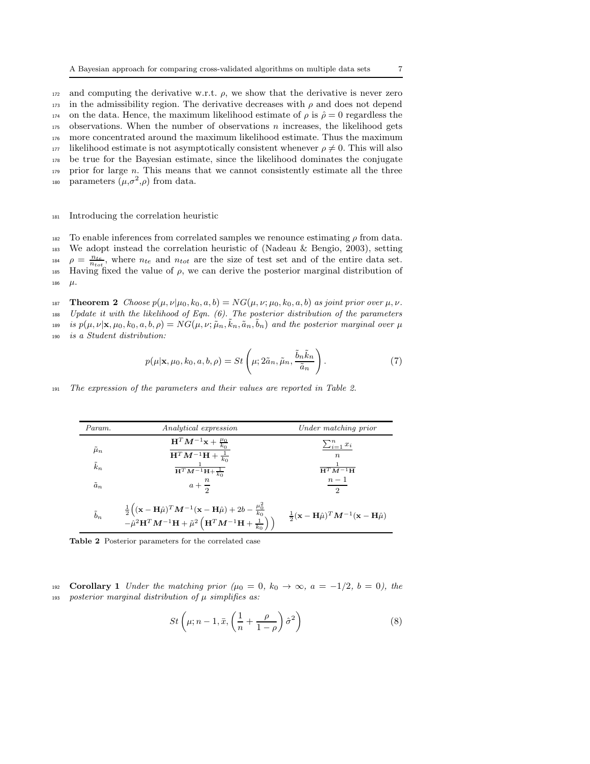and computing the derivative w.r.t. $\rho$, we show that the derivative is never zero in the admissibility region. The derivative decreases with $\rho$ and does not depend on the data. Hence, the maximum likelihood estimate of $\rho$ is $\hat{\rho} = 0$ regardless the observations. When the number of observations $n$ increases, the likelihood gets more concentrated around the maximum likelihood estimate. Thus the maximum likelihood estimate is not asymptotically consistent whenever $\rho \neq 0$. This will also be true for the Bayesian estimate, since the likelihood dominates the conjugate prior for large $n$. This means that we cannot consistently estimate all the three parameters $(\mu, \sigma^2, \rho)$ from data.

### Introducing the correlation heuristic

To enable inferences from correlated samples we renounce estimating $\rho$ from data. We adopt instead the correlation heuristic of (Nadeau & Bengio, 2003), setting $\rho = \frac{n_{te}}{n_{tot}}$, where $n_{te}$ and $n_{tot}$ are the size of test set and of the entire data set. Having fixed the value of $\rho$, we can derive the posterior marginal distribution of $\mu$.

**Theorem 2** *Choose $p(\mu, \nu|\mu_0, k_0, a, b) = NG(\mu, \nu; \mu_0, k_0, a, b)$ as joint prior over $\mu, \nu$. Update it with the likelihood of Eqn. (6). The posterior distribution of the parameters is $p(\mu, \nu|\mathbf{x}, \mu_0, k_0, a, b, \rho) = NG(\mu, \nu; \tilde{\mu}_n, \tilde{k}_n, \tilde{a}_n, \tilde{b}_n)$ and the posterior marginal over $\mu$ is a Student distribution:*

$$p(\mu|\mathbf{x}, \mu_0, k_0, a, b, \rho) = St\left(\mu; 2\tilde{a}_n, \tilde{\mu}_n, \frac{\tilde{b}_n \tilde{k}_n}{\tilde{a}_n}\right). \tag{7}$$

*The expression of the parameters and their values are reported in Table 2.*

| *Param.* | *Analytical expression* | *Under matching prior* |
|---|---|---|
| $\tilde{\mu}_n$ | $\dfrac{\mathbf{H}^T \boldsymbol{M}^{-1}\mathbf{x} + \frac{\mu_0}{k_0}}{\mathbf{H}^T \boldsymbol{M}^{-1}\mathbf{H} + \frac{1}{k_0}}$ | $\dfrac{\sum_{i=1}^n x_i}{n}$ |
| $\tilde{k}_n$ | $\frac{1}{\mathbf{H}^T \boldsymbol{M}^{-1}\mathbf{H} + \frac{1}{k_0}}$ | $\frac{1}{\mathbf{H}^T \boldsymbol{M}^{-1}\mathbf{H}}$ |
| $\tilde{a}_n$ | $a + \dfrac{n}{2}$ | $\dfrac{n-1}{2}$ |
| $\tilde{b}_n$ | $\frac{1}{2}\Big((\mathbf{x} - \mathbf{H}\hat{\mu})^T \boldsymbol{M}^{-1}(\mathbf{x} - \mathbf{H}\hat{\mu}) + 2b - \frac{\mu_0^2}{k_0}$ $-\hat{\mu}^2 \mathbf{H}^T \boldsymbol{M}^{-1}\mathbf{H} + \tilde{\mu}^2\left(\mathbf{H}^T \boldsymbol{M}^{-1}\mathbf{H} + \frac{1}{k_0}\right)\Big)$ | $\frac{1}{2}(\mathbf{x} - \mathbf{H}\hat{\mu})^T \boldsymbol{M}^{-1}(\mathbf{x} - \mathbf{H}\hat{\mu})$ |

**Table 2** Posterior parameters for the correlated case

**Corollary 1** *Under the matching prior ($\mu_0 = 0$, $k_0 \to \infty$, $a = -1/2$, $b = 0$), the posterior marginal distribution of $\mu$ simplifies as:*

$$St\left(\mu; n-1, \bar{x}, \left(\frac{1}{n} + \frac{\rho}{1-\rho}\right)\hat{\sigma}^2\right) \tag{8}$$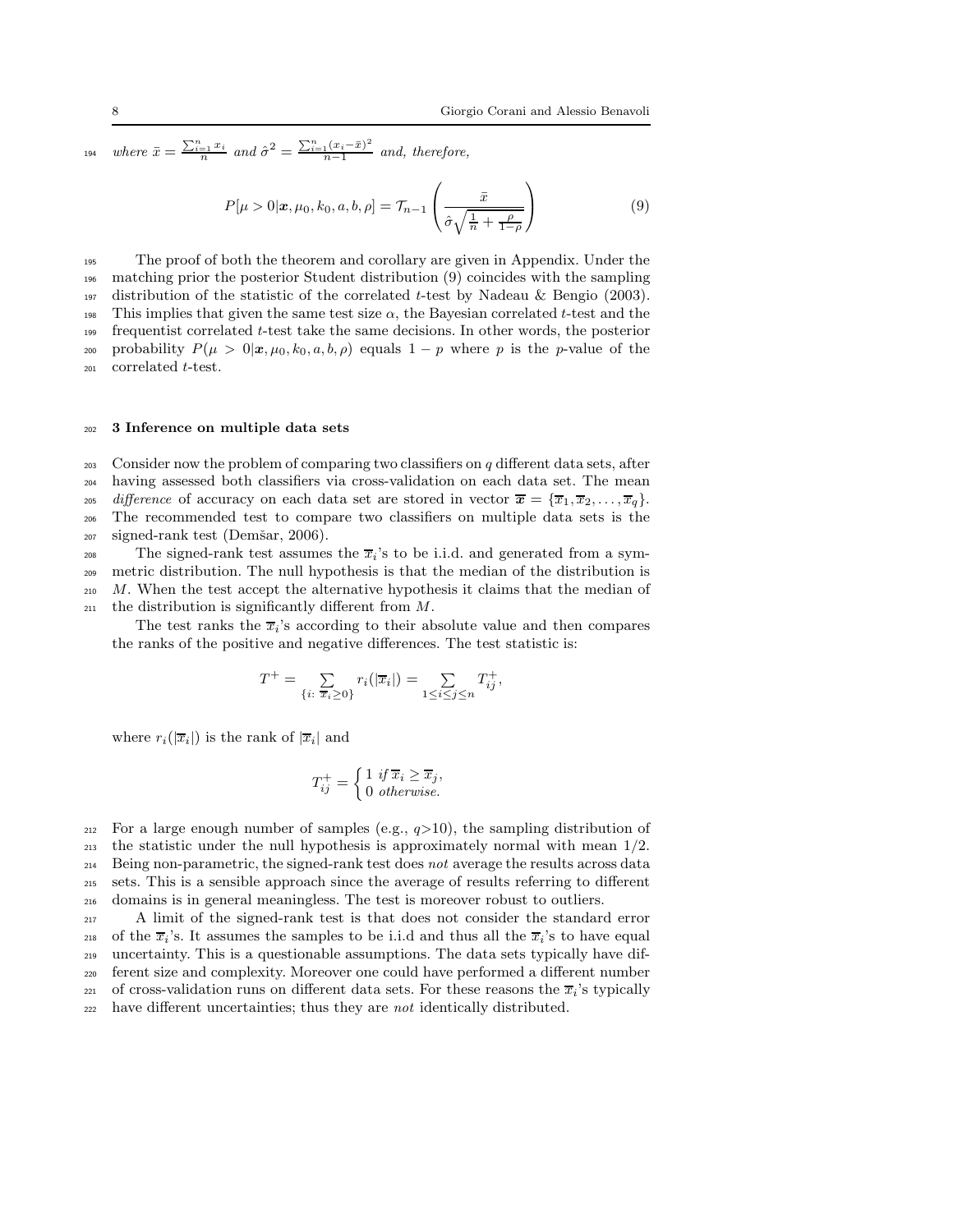*where* $\bar{x} = \frac{\sum_{i=1}^{n} x_i}{n}$ *and* $\hat{\sigma}^2 = \frac{\sum_{i=1}^{n}(x_i - \bar{x})^2}{n-1}$ *and, therefore,*

$$P[\mu > 0|\boldsymbol{x}, \mu_0, k_0, a, b, \rho] = \mathcal{T}_{n-1}\left(\frac{\bar{x}}{\hat{\sigma}\sqrt{\frac{1}{n} + \frac{\rho}{1-\rho}}}\right) \tag{9}$$

The proof of both the theorem and corollary are given in Appendix. Under the matching prior the posterior Student distribution (9) coincides with the sampling distribution of the statistic of the correlated $t$-test by Nadeau & Bengio (2003). This implies that given the same test size $\alpha$, the Bayesian correlated $t$-test and the frequentist correlated $t$-test take the same decisions. In other words, the posterior probability $P(\mu > 0|\boldsymbol{x}, \mu_0, k_0, a, b, \rho)$ equals $1 - p$ where $p$ is the $p$-value of the correlated $t$-test.

## 3 Inference on multiple data sets

Consider now the problem of comparing two classifiers on $q$ different data sets, after having assessed both classifiers via cross-validation on each data set. The mean *difference* of accuracy on each data set are stored in vector $\overline{\boldsymbol{x}} = \{\overline{x}_1, \overline{x}_2, \ldots, \overline{x}_q\}$. The recommended test to compare two classifiers on multiple data sets is the signed-rank test (Demšar, 2006).

The signed-rank test assumes the $\overline{x}_i$'s to be i.i.d. and generated from a symmetric distribution. The null hypothesis is that the median of the distribution is $M$. When the test accept the alternative hypothesis it claims that the median of the distribution is significantly different from $M$.

The test ranks the $\overline{x}_i$'s according to their absolute value and then compares the ranks of the positive and negative differences. The test statistic is:

$$T^+ = \sum_{\{i:\ \overline{x}_i \geq 0\}} r_i(|\overline{x}_i|) = \sum_{1 \leq i \leq j \leq n} T_{ij}^+,$$

where $r_i(|\overline{x}_i|)$ is the rank of $|\overline{x}_i|$ and

$$T_{ij}^+ = \begin{cases} 1 \ \textit{if}\ \overline{x}_i \geq \overline{x}_j, \\ 0 \ \textit{otherwise.} \end{cases}$$

For a large enough number of samples (e.g., $q$>10), the sampling distribution of the statistic under the null hypothesis is approximately normal with mean 1/2. Being non-parametric, the signed-rank test does *not* average the results across data sets. This is a sensible approach since the average of results referring to different domains is in general meaningless. The test is moreover robust to outliers.

A limit of the signed-rank test is that does not consider the standard error of the $\overline{x}_i$'s. It assumes the samples to be i.i.d and thus all the $\overline{x}_i$'s to have equal uncertainty. This is a questionable assumptions. The data sets typically have different size and complexity. Moreover one could have performed a different number of cross-validation runs on different data sets. For these reasons the $\overline{x}_i$'s typically have different uncertainties; thus they are *not* identically distributed.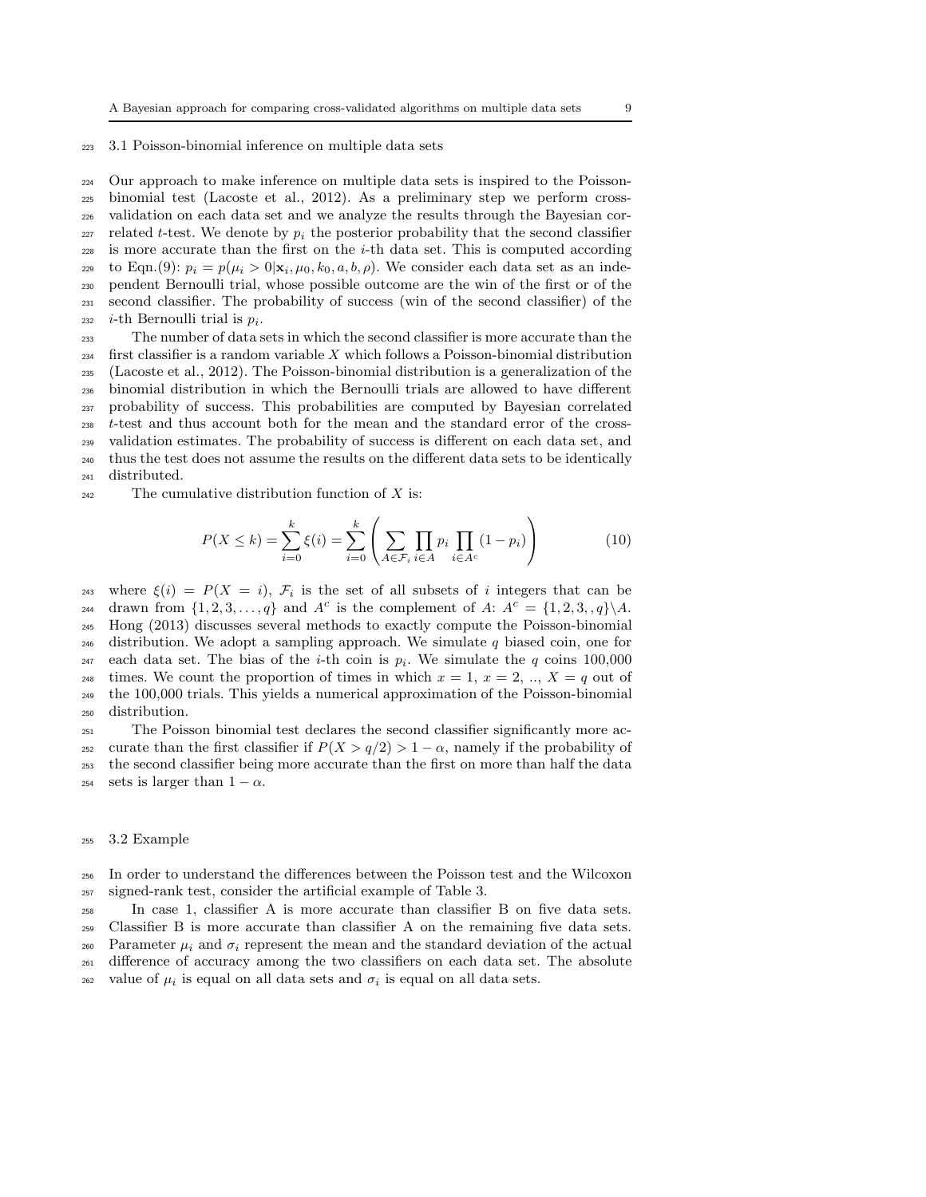### 3.1 Poisson-binomial inference on multiple data sets

Our approach to make inference on multiple data sets is inspired to the Poisson-binomial test (Lacoste et al., 2012). As a preliminary step we perform cross-validation on each data set and we analyze the results through the Bayesian correlated $t$-test. We denote by $p_i$ the posterior probability that the second classifier is more accurate than the first on the $i$-th data set. This is computed according to Eqn.(9): $p_i = p(\mu_i > 0|\mathbf{x}_i, \mu_0, k_0, a, b, \rho)$. We consider each data set as an independent Bernoulli trial, whose possible outcome are the win of the first or of the second classifier. The probability of success (win of the second classifier) of the $i$-th Bernoulli trial is $p_i$.

The number of data sets in which the second classifier is more accurate than the first classifier is a random variable $X$ which follows a Poisson-binomial distribution (Lacoste et al., 2012). The Poisson-binomial distribution is a generalization of the binomial distribution in which the Bernoulli trials are allowed to have different probability of success. This probabilities are computed by Bayesian correlated $t$-test and thus account both for the mean and the standard error of the cross-validation estimates. The probability of success is different on each data set, and thus the test does not assume the results on the different data sets to be identically distributed.

The cumulative distribution function of $X$ is:

$$P(X \leq k) = \sum_{i=0}^{k} \xi(i) = \sum_{i=0}^{k} \left( \sum_{A \in \mathcal{F}_i} \prod_{i \in A} p_i \prod_{i \in A^c} (1 - p_i) \right) \tag{10}$$

where $\xi(i) = P(X = i)$, $\mathcal{F}_i$ is the set of all subsets of $i$ integers that can be drawn from $\{1, 2, 3, \ldots, q\}$ and $A^c$ is the complement of $A$: $A^c = \{1, 2, 3, , q\} \backslash A$. Hong (2013) discusses several methods to exactly compute the Poisson-binomial distribution. We adopt a sampling approach. We simulate $q$ biased coin, one for each data set. The bias of the $i$-th coin is $p_i$. We simulate the $q$ coins 100,000 times. We count the proportion of times in which $x = 1$, $x = 2$, .., $X = q$ out of the 100,000 trials. This yields a numerical approximation of the Poisson-binomial distribution.

The Poisson binomial test declares the second classifier significantly more accurate than the first classifier if $P(X > q/2) > 1 - \alpha$, namely if the probability of the second classifier being more accurate than the first on more than half the data sets is larger than $1 - \alpha$.

### 3.2 Example

In order to understand the differences between the Poisson test and the Wilcoxon signed-rank test, consider the artificial example of Table 3.

In case 1, classifier A is more accurate than classifier B on five data sets. Classifier B is more accurate than classifier A on the remaining five data sets. Parameter $\mu_i$ and $\sigma_i$ represent the mean and the standard deviation of the actual difference of accuracy among the two classifiers on each data set. The absolute value of $\mu_i$ is equal on all data sets and $\sigma_i$ is equal on all data sets.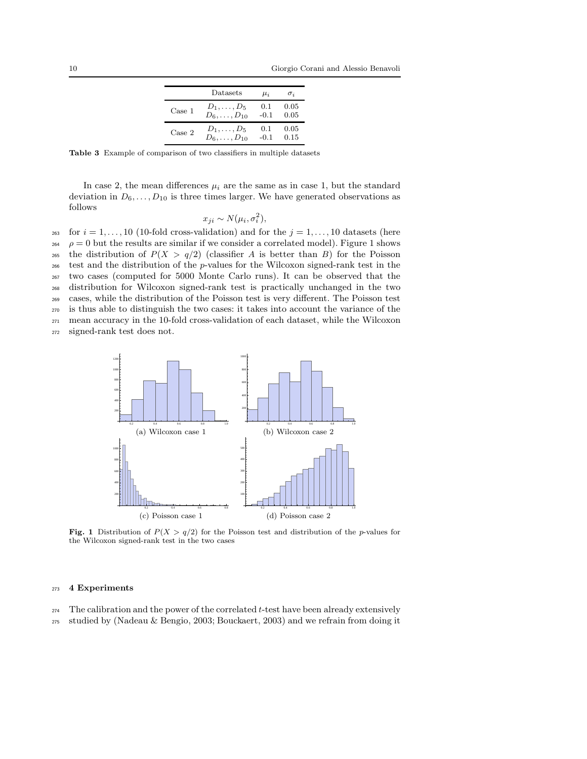|  | Datasets | $\mu_i$ | $\sigma_i$ |
|---|---|---|---|
| Case 1 | $D_1, \ldots, D_5$ | 0.1 | 0.05 |
|  | $D_6, \ldots, D_{10}$ | -0.1 | 0.05 |
| Case 2 | $D_1, \ldots, D_5$ | 0.1 | 0.05 |
|  | $D_6, \ldots, D_{10}$ | -0.1 | 0.15 |

**Table 3** Example of comparison of two classifiers in multiple datasets

In case 2, the mean differences $\mu_i$ are the same as in case 1, but the standard deviation in $D_6, \ldots, D_{10}$ is three times larger. We have generated observations as follows

$$x_{ji} \sim N(\mu_i, \sigma_i^2),$$

for $i = 1, \ldots, 10$ (10-fold cross-validation) and for the $j = 1, \ldots, 10$ datasets (here $\rho = 0$ but the results are similar if we consider a correlated model). Figure 1 shows the distribution of $P(X > q/2)$ (classifier $A$ is better than $B$) for the Poisson test and the distribution of the $p$-values for the Wilcoxon signed-rank test in the two cases (computed for 5000 Monte Carlo runs). It can be observed that the distribution for Wilcoxon signed-rank test is practically unchanged in the two cases, while the distribution of the Poisson test is very different. The Poisson test is thus able to distinguish the two cases: it takes into account the variance of the mean accuracy in the 10-fold cross-validation of each dataset, while the Wilcoxon signed-rank test does not.

(a) Wilcoxon case 1

(b) Wilcoxon case 2

(c) Poisson case 1

(d) Poisson case 2

**Fig. 1** Distribution of $P(X > q/2)$ for the Poisson test and distribution of the $p$-values for the Wilcoxon signed-rank test in the two cases

## 4 Experiments

The calibration and the power of the correlated $t$-test have been already extensively studied by (Nadeau & Bengio, 2003; Bouckaert, 2003) and we refrain from doing it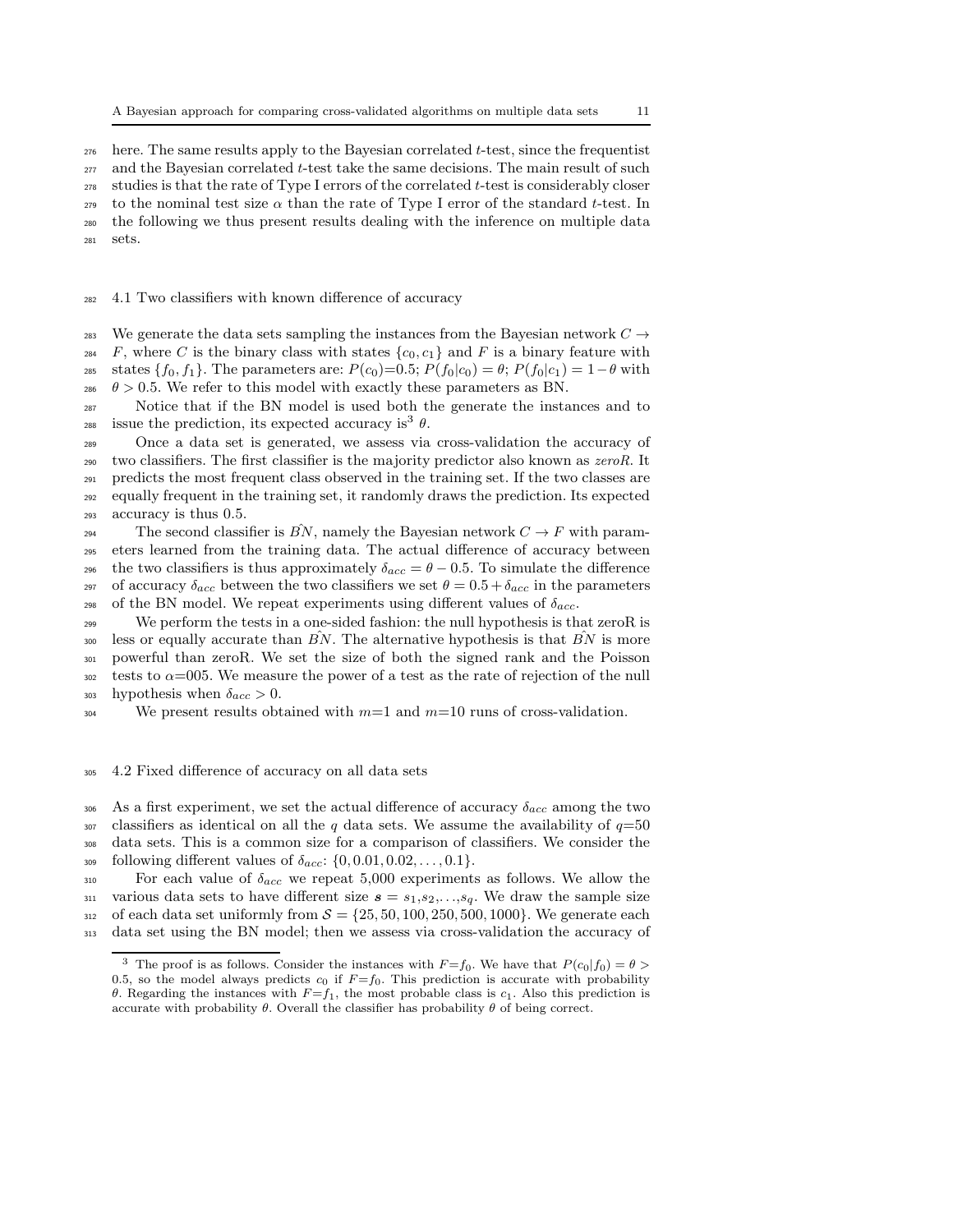here. The same results apply to the Bayesian correlated $t$-test, since the frequentist and the Bayesian correlated $t$-test take the same decisions. The main result of such studies is that the rate of Type I errors of the correlated $t$-test is considerably closer to the nominal test size $\alpha$ than the rate of Type I error of the standard $t$-test. In the following we thus present results dealing with the inference on multiple data sets.

## 4.1 Two classifiers with known difference of accuracy

We generate the data sets sampling the instances from the Bayesian network $C \rightarrow F$, where $C$ is the binary class with states $\{c_0, c_1\}$ and $F$ is a binary feature with states $\{f_0, f_1\}$. The parameters are: $P(c_0)$=0.5; $P(f_0|c_0) = \theta$; $P(f_0|c_1) = 1-\theta$ with $\theta > 0.5$. We refer to this model with exactly these parameters as BN.

Notice that if the BN model is used both the generate the instances and to issue the prediction, its expected accuracy is[3] $\theta$.

Once a data set is generated, we assess via cross-validation the accuracy of two classifiers. The first classifier is the majority predictor also known as *zeroR*. It predicts the most frequent class observed in the training set. If the two classes are equally frequent in the training set, it randomly draws the prediction. Its expected accuracy is thus 0.5.

The second classifier is $\hat{BN}$, namely the Bayesian network $C \rightarrow F$ with parameters learned from the training data. The actual difference of accuracy between the two classifiers is thus approximately $\delta_{acc} = \theta - 0.5$. To simulate the difference of accuracy $\delta_{acc}$ between the two classifiers we set $\theta = 0.5 + \delta_{acc}$ in the parameters of the BN model. We repeat experiments using different values of $\delta_{acc}$.

We perform the tests in a one-sided fashion: the null hypothesis is that zeroR is less or equally accurate than $\hat{BN}$. The alternative hypothesis is that $\hat{BN}$ is more powerful than zeroR. We set the size of both the signed rank and the Poisson tests to $\alpha$=005. We measure the power of a test as the rate of rejection of the null hypothesis when $\delta_{acc} > 0$.

We present results obtained with $m$=1 and $m$=10 runs of cross-validation.

## 4.2 Fixed difference of accuracy on all data sets

As a first experiment, we set the actual difference of accuracy $\delta_{acc}$ among the two classifiers as identical on all the $q$ data sets. We assume the availability of $q$=50 data sets. This is a common size for a comparison of classifiers. We consider the following different values of $\delta_{acc}$: $\{0, 0.01, 0.02, \ldots, 0.1\}$.

For each value of $\delta_{acc}$ we repeat 5,000 experiments as follows. We allow the various data sets to have different size $\boldsymbol{s} = s_1, s_2, \ldots, s_q$. We draw the sample size of each data set uniformly from $\mathcal{S} = \{25, 50, 100, 250, 500, 1000\}$. We generate each data set using the BN model; then we assess via cross-validation the accuracy of

[3] The proof is as follows. Consider the instances with $F$=$f_0$. We have that $P(c_0|f_0) = \theta > 0.5$, so the model always predicts $c_0$ if $F$=$f_0$. This prediction is accurate with probability $\theta$. Regarding the instances with $F$=$f_1$, the most probable class is $c_1$. Also this prediction is accurate with probability $\theta$. Overall the classifier has probability $\theta$ of being correct.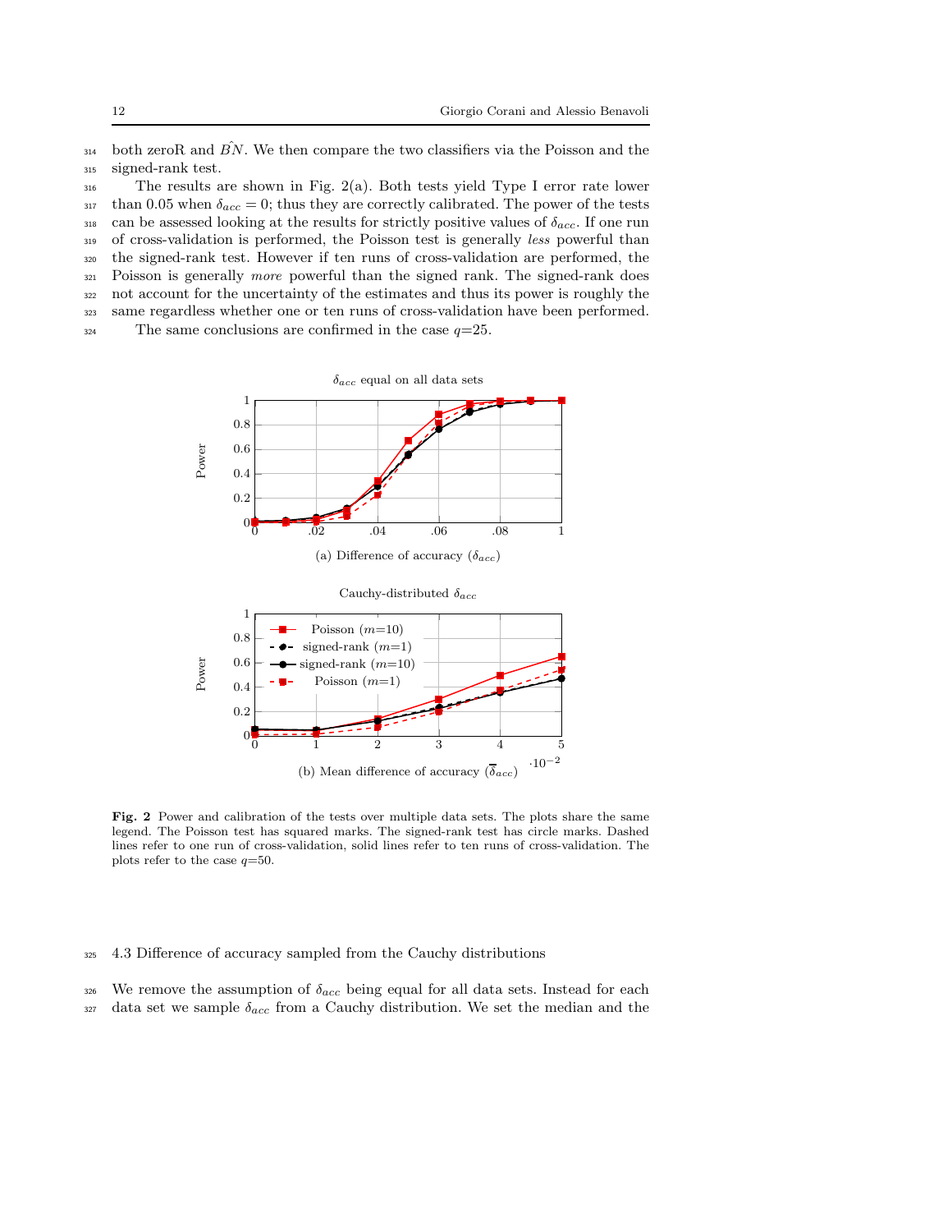both zeroR and $\hat{BN}$. We then compare the two classifiers via the Poisson and the signed-rank test.

The results are shown in Fig. 2(a). Both tests yield Type I error rate lower than 0.05 when $\delta_{acc} = 0$; thus they are correctly calibrated. The power of the tests can be assessed looking at the results for strictly positive values of $\delta_{acc}$. If one run of cross-validation is performed, the Poisson test is generally *less* powerful than the signed-rank test. However if ten runs of cross-validation are performed, the Poisson is generally *more* powerful than the signed rank. The signed-rank does not account for the uncertainty of the estimates and thus its power is roughly the same regardless whether one or ten runs of cross-validation have been performed.

The same conclusions are confirmed in the case $q$=25.

(a) Difference of accuracy ($\delta_{acc}$)

(b) Mean difference of accuracy ($\overline{\delta}_{acc}$)

**Fig. 2** Power and calibration of the tests over multiple data sets. The plots share the same legend. The Poisson test has squared marks. The signed-rank test has circle marks. Dashed lines refer to one run of cross-validation, solid lines refer to ten runs of cross-validation. The plots refer to the case $q$=50.

## 4.3 Difference of accuracy sampled from the Cauchy distributions

We remove the assumption of $\delta_{acc}$ being equal for all data sets. Instead for each data set we sample $\delta_{acc}$ from a Cauchy distribution. We set the median and the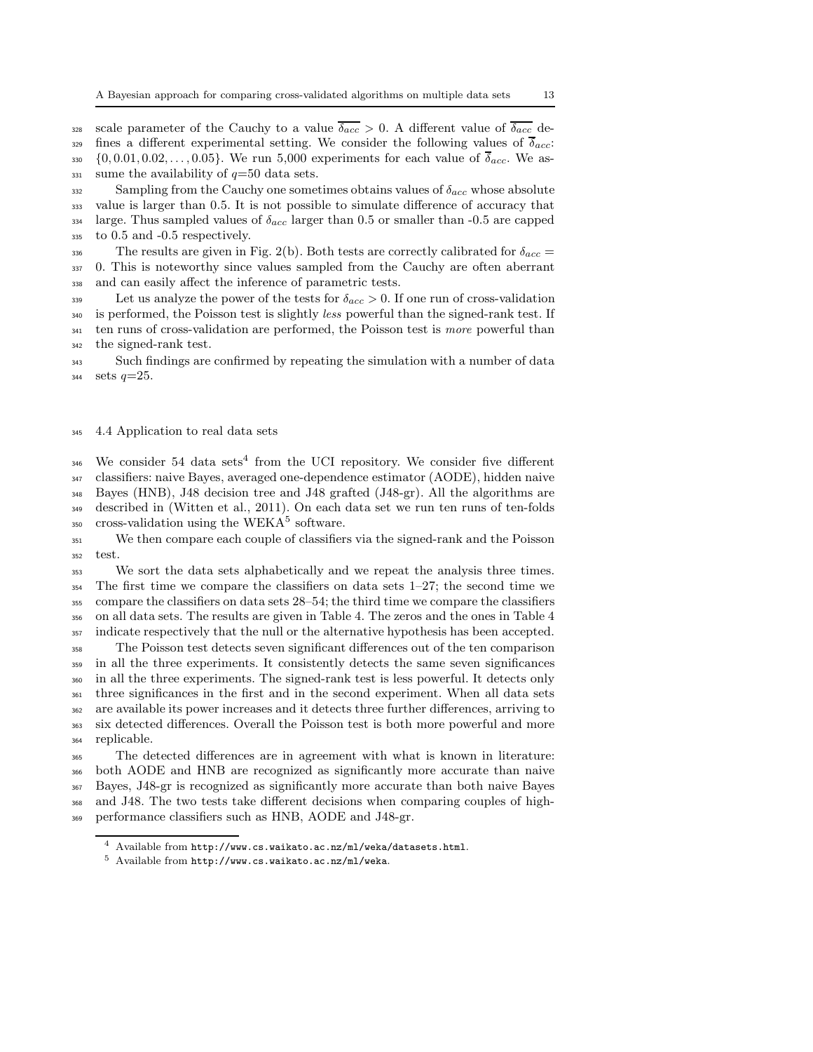scale parameter of the Cauchy to a value $\overline{\delta_{acc}} > 0$. A different value of $\overline{\delta_{acc}}$ defines a different experimental setting. We consider the following values of $\overline{\delta}_{acc}$: $\{0, 0.01, 0.02, \ldots, 0.05\}$. We run 5,000 experiments for each value of $\overline{\delta}_{acc}$. We assume the availability of $q$=50 data sets.

Sampling from the Cauchy one sometimes obtains values of $\delta_{acc}$ whose absolute value is larger than 0.5. It is not possible to simulate difference of accuracy that large. Thus sampled values of $\delta_{acc}$ larger than 0.5 or smaller than -0.5 are capped to 0.5 and -0.5 respectively.

The results are given in Fig. 2(b). Both tests are correctly calibrated for $\delta_{acc} = 0$. This is noteworthy since values sampled from the Cauchy are often aberrant and can easily affect the inference of parametric tests.

Let us analyze the power of the tests for $\delta_{acc} > 0$. If one run of cross-validation is performed, the Poisson test is slightly *less* powerful than the signed-rank test. If ten runs of cross-validation are performed, the Poisson test is *more* powerful than the signed-rank test.

Such findings are confirmed by repeating the simulation with a number of data sets $q$=25.

### 4.4 Application to real data sets

We consider 54 data sets[4] from the UCI repository. We consider five different classifiers: naive Bayes, averaged one-dependence estimator (AODE), hidden naive Bayes (HNB), J48 decision tree and J48 grafted (J48-gr). All the algorithms are described in (Witten et al., 2011). On each data set we run ten runs of ten-folds cross-validation using the WEKA[5] software.

We then compare each couple of classifiers via the signed-rank and the Poisson test.

We sort the data sets alphabetically and we repeat the analysis three times. The first time we compare the classifiers on data sets 1–27; the second time we compare the classifiers on data sets 28–54; the third time we compare the classifiers on all data sets. The results are given in Table 4. The zeros and the ones in Table 4 indicate respectively that the null or the alternative hypothesis has been accepted.

The Poisson test detects seven significant differences out of the ten comparison in all the three experiments. It consistently detects the same seven significances in all the three experiments. The signed-rank test is less powerful. It detects only three significances in the first and in the second experiment. When all data sets are available its power increases and it detects three further differences, arriving to six detected differences. Overall the Poisson test is both more powerful and more replicable.

The detected differences are in agreement with what is known in literature: both AODE and HNB are recognized as significantly more accurate than naive Bayes, J48-gr is recognized as significantly more accurate than both naive Bayes and J48. The two tests take different decisions when comparing couples of high-performance classifiers such as HNB, AODE and J48-gr.

[4] Available from http://www.cs.waikato.ac.nz/ml/weka/datasets.html.

[5] Available from http://www.cs.waikato.ac.nz/ml/weka.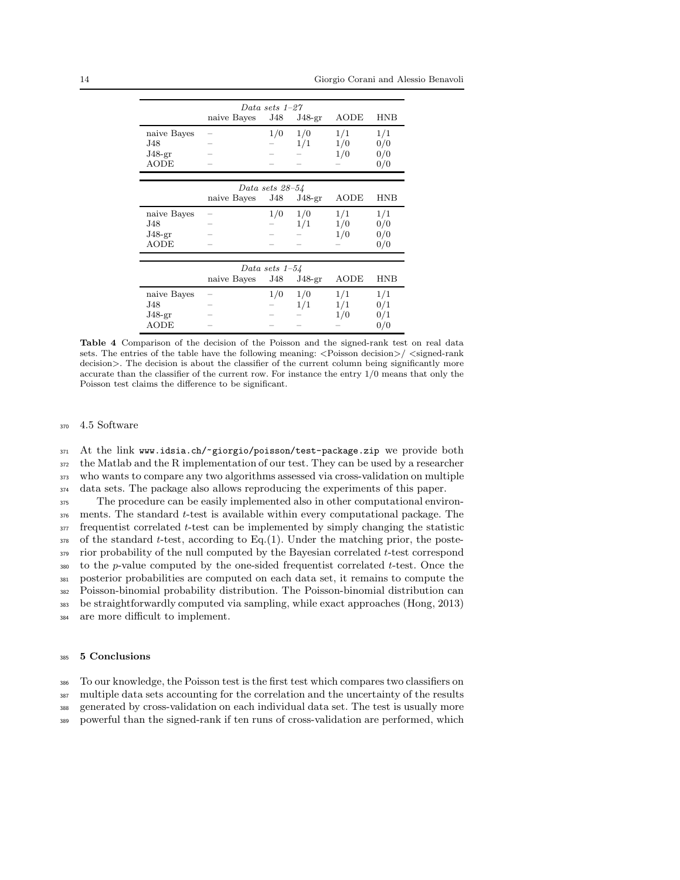| *Data sets 1–27* | | | | | |
|---|---|---|---|---|---|
| | naive Bayes | J48 | J48-gr | AODE | HNB |
| naive Bayes | – | 1/0 | 1/0 | 1/1 | 1/1 |
| J48 | – | – | 1/1 | 1/0 | 0/0 |
| J48-gr | – | – | – | 1/0 | 0/0 |
| AODE | – | – | – | – | 0/0 |

| *Data sets 28–54* | | | | | |
|---|---|---|---|---|---|
| | naive Bayes | J48 | J48-gr | AODE | HNB |
| naive Bayes | – | 1/0 | 1/0 | 1/1 | 1/1 |
| J48 | – | – | 1/1 | 1/0 | 0/0 |
| J48-gr | – | – | – | 1/0 | 0/0 |
| AODE | – | – | – | – | 0/0 |

| *Data sets 1–54* | | | | | |
|---|---|---|---|---|---|
| | naive Bayes | J48 | J48-gr | AODE | HNB |
| naive Bayes | – | 1/0 | 1/0 | 1/1 | 1/1 |
| J48 | – | – | 1/1 | 1/1 | 0/1 |
| J48-gr | – | – | – | 1/0 | 0/1 |
| AODE | – | – | – | – | 0/0 |

**Table 4** Comparison of the decision of the Poisson and the signed-rank test on real data sets. The entries of the table have the following meaning: <Poisson decision>/ <signed-rank decision>. The decision is about the classifier of the current column being significantly more accurate than the classifier of the current row. For instance the entry 1/0 means that only the Poisson test claims the difference to be significant.

### 4.5 Software

At the link www.idsia.ch/~giorgio/poisson/test-package.zip we provide both the Matlab and the R implementation of our test. They can be used by a researcher who wants to compare any two algorithms assessed via cross-validation on multiple data sets. The package also allows reproducing the experiments of this paper.

The procedure can be easily implemented also in other computational environments. The standard $t$-test is available within every computational package. The frequentist correlated $t$-test can be implemented by simply changing the statistic of the standard $t$-test, according to Eq.(1). Under the matching prior, the posterior probability of the null computed by the Bayesian correlated $t$-test correspond to the $p$-value computed by the one-sided frequentist correlated $t$-test. Once the posterior probabilities are computed on each data set, it remains to compute the Poisson-binomial probability distribution. The Poisson-binomial distribution can be straightforwardly computed via sampling, while exact approaches (Hong, 2013) are more difficult to implement.

## 5 Conclusions

To our knowledge, the Poisson test is the first test which compares two classifiers on multiple data sets accounting for the correlation and the uncertainty of the results generated by cross-validation on each individual data set. The test is usually more powerful than the signed-rank if ten runs of cross-validation are performed, which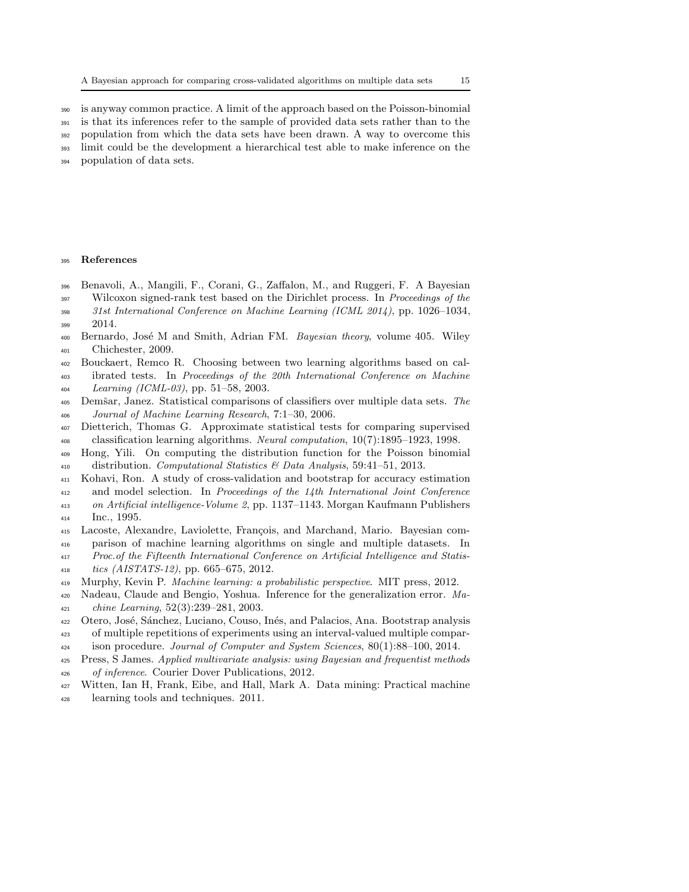is anyway common practice. A limit of the approach based on the Poisson-binomial is that its inferences refer to the sample of provided data sets rather than to the population from which the data sets have been drawn. A way to overcome this limit could be the development a hierarchical test able to make inference on the population of data sets.

## References

Benavoli, A., Mangili, F., Corani, G., Zaffalon, M., and Ruggeri, F. A Bayesian Wilcoxon signed-rank test based on the Dirichlet process. In *Proceedings of the 31st International Conference on Machine Learning (ICML 2014)*, pp. 1026–1034, 2014.

Bernardo, José M and Smith, Adrian FM. *Bayesian theory*, volume 405. Wiley Chichester, 2009.

Bouckaert, Remco R. Choosing between two learning algorithms based on calibrated tests. In *Proceedings of the 20th International Conference on Machine Learning (ICML-03)*, pp. 51–58, 2003.

Demšar, Janez. Statistical comparisons of classifiers over multiple data sets. *The Journal of Machine Learning Research*, 7:1–30, 2006.

Dietterich, Thomas G. Approximate statistical tests for comparing supervised classification learning algorithms. *Neural computation*, 10(7):1895–1923, 1998.

Hong, Yili. On computing the distribution function for the Poisson binomial distribution. *Computational Statistics & Data Analysis*, 59:41–51, 2013.

Kohavi, Ron. A study of cross-validation and bootstrap for accuracy estimation and model selection. In *Proceedings of the 14th International Joint Conference on Artificial intelligence-Volume 2*, pp. 1137–1143. Morgan Kaufmann Publishers Inc., 1995.

Lacoste, Alexandre, Laviolette, François, and Marchand, Mario. Bayesian comparison of machine learning algorithms on single and multiple datasets. In *Proc.of the Fifteenth International Conference on Artificial Intelligence and Statistics (AISTATS-12)*, pp. 665–675, 2012.

Murphy, Kevin P. *Machine learning: a probabilistic perspective*. MIT press, 2012.

Nadeau, Claude and Bengio, Yoshua. Inference for the generalization error. *Machine Learning*, 52(3):239–281, 2003.

Otero, José, Sánchez, Luciano, Couso, Inés, and Palacios, Ana. Bootstrap analysis of multiple repetitions of experiments using an interval-valued multiple comparison procedure. *Journal of Computer and System Sciences*, 80(1):88–100, 2014.

Press, S James. *Applied multivariate analysis: using Bayesian and frequentist methods of inference*. Courier Dover Publications, 2012.

Witten, Ian H, Frank, Eibe, and Hall, Mark A. Data mining: Practical machine learning tools and techniques. 2011.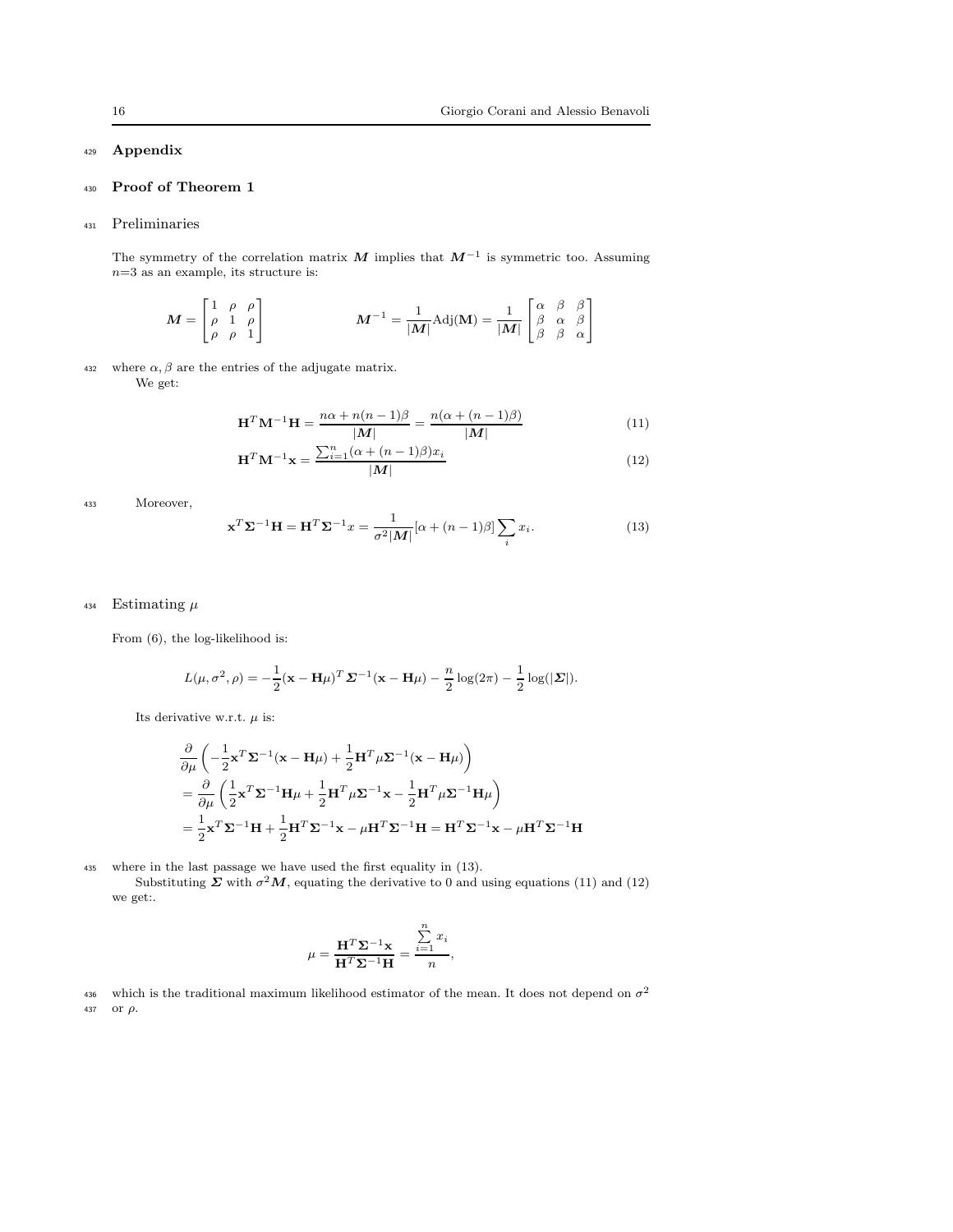## Appendix

### Proof of Theorem 1

Preliminaries

The symmetry of the correlation matrix $\boldsymbol{M}$ implies that $\boldsymbol{M}^{-1}$ is symmetric too. Assuming $n$=3 as an example, its structure is:

$$
\boldsymbol{M} = \begin{bmatrix} 1 & \rho & \rho \\ \rho & 1 & \rho \\ \rho & \rho & 1 \end{bmatrix} \qquad \boldsymbol{M}^{-1} = \frac{1}{|\boldsymbol{M}|}\text{Adj}(\mathbf{M}) = \frac{1}{|\boldsymbol{M}|} \begin{bmatrix} \alpha & \beta & \beta \\ \beta & \alpha & \beta \\ \beta & \beta & \alpha \end{bmatrix}
$$

where $\alpha, \beta$ are the entries of the adjugate matrix.

We get:

$$
\mathbf{H}^T\mathbf{M}^{-1}\mathbf{H} = \frac{n\alpha + n(n-1)\beta}{|\boldsymbol{M}|} = \frac{n(\alpha + (n-1)\beta)}{|\boldsymbol{M}|} \tag{11}
$$

$$
\mathbf{H}^T\mathbf{M}^{-1}\mathbf{x} = \frac{\sum_{i=1}^{n}(\alpha + (n-1)\beta)x_i}{|\boldsymbol{M}|} \tag{12}
$$

Moreover,

$$
\mathbf{x}^T\boldsymbol{\Sigma}^{-1}\mathbf{H} = \mathbf{H}^T\boldsymbol{\Sigma}^{-1}x = \frac{1}{\sigma^2|\boldsymbol{M}|}[\alpha + (n-1)\beta]\sum_i x_i. \tag{13}
$$

Estimating $\mu$

From (6), the log-likelihood is:

$$
L(\mu, \sigma^2, \rho) = -\frac{1}{2}(\mathbf{x} - \mathbf{H}\mu)^T\boldsymbol{\Sigma}^{-1}(\mathbf{x} - \mathbf{H}\mu) - \frac{n}{2}\log(2\pi) - \frac{1}{2}\log(|\boldsymbol{\Sigma}|).
$$

Its derivative w.r.t. $\mu$ is:

$$
\begin{aligned}
&\frac{\partial}{\partial\mu}\left(-\frac{1}{2}\mathbf{x}^T\boldsymbol{\Sigma}^{-1}(\mathbf{x} - \mathbf{H}\mu) + \frac{1}{2}\mathbf{H}^T\mu\boldsymbol{\Sigma}^{-1}(\mathbf{x} - \mathbf{H}\mu)\right) \\
&= \frac{\partial}{\partial\mu}\left(\frac{1}{2}\mathbf{x}^T\boldsymbol{\Sigma}^{-1}\mathbf{H}\mu + \frac{1}{2}\mathbf{H}^T\mu\boldsymbol{\Sigma}^{-1}\mathbf{x} - \frac{1}{2}\mathbf{H}^T\mu\boldsymbol{\Sigma}^{-1}\mathbf{H}\mu\right) \\
&= \frac{1}{2}\mathbf{x}^T\boldsymbol{\Sigma}^{-1}\mathbf{H} + \frac{1}{2}\mathbf{H}^T\boldsymbol{\Sigma}^{-1}\mathbf{x} - \mu\mathbf{H}^T\boldsymbol{\Sigma}^{-1}\mathbf{H} = \mathbf{H}^T\boldsymbol{\Sigma}^{-1}\mathbf{x} - \mu\mathbf{H}^T\boldsymbol{\Sigma}^{-1}\mathbf{H}
\end{aligned}
$$

where in the last passage we have used the first equality in (13).

Substituting $\boldsymbol{\Sigma}$ with $\sigma^2\boldsymbol{M}$, equating the derivative to 0 and using equations (11) and (12) we get:.

$$
\mu = \frac{\mathbf{H}^T\boldsymbol{\Sigma}^{-1}\mathbf{x}}{\mathbf{H}^T\boldsymbol{\Sigma}^{-1}\mathbf{H}} = \frac{\sum_{i=1}^{n} x_i}{n},
$$

which is the traditional maximum likelihood estimator of the mean. It does not depend on $\sigma^2$ or $\rho$.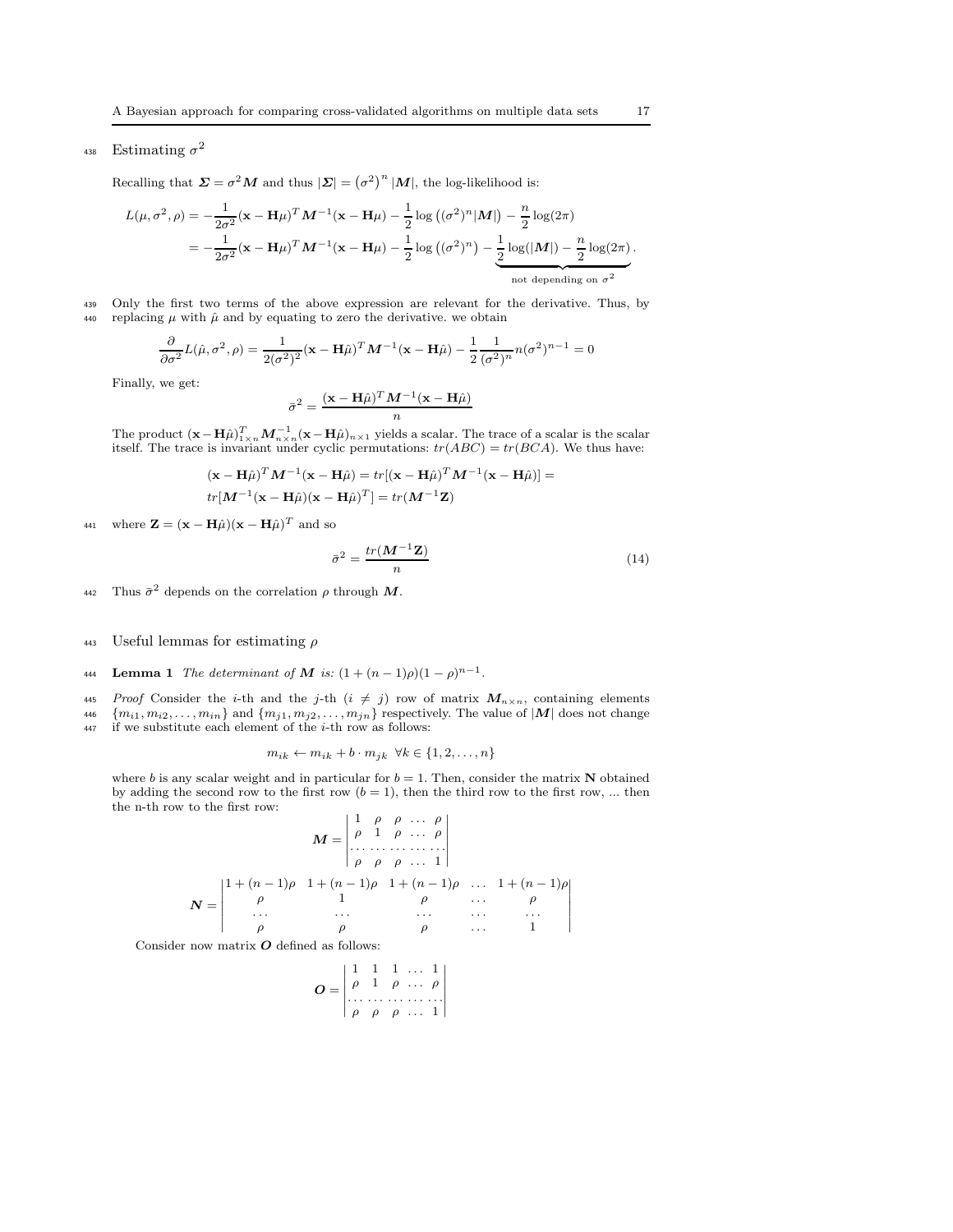## Estimating $\sigma^2$

Recalling that $\boldsymbol{\Sigma} = \sigma^2 \boldsymbol{M}$ and thus $|\boldsymbol{\Sigma}| = \left(\sigma^2\right)^n |\boldsymbol{M}|$, the log-likelihood is:

$$
\begin{aligned}
L(\mu, \sigma^2, \rho) &= -\frac{1}{2\sigma^2}(\mathbf{x} - \mathbf{H}\mu)^T \boldsymbol{M}^{-1}(\mathbf{x} - \mathbf{H}\mu) - \frac{1}{2}\log\left((\sigma^2)^n|\boldsymbol{M}|\right) - \frac{n}{2}\log(2\pi) \\
&= -\frac{1}{2\sigma^2}(\mathbf{x} - \mathbf{H}\mu)^T \boldsymbol{M}^{-1}(\mathbf{x} - \mathbf{H}\mu) - \frac{1}{2}\log\left((\sigma^2)^n\right) - \underbrace{\frac{1}{2}\log(|\boldsymbol{M}|) - \frac{n}{2}\log(2\pi)}_{\text{not depending on } \sigma^2}.
\end{aligned}
$$

Only the first two terms of the above expression are relevant for the derivative. Thus, by replacing $\mu$ with $\hat{\mu}$ and by equating to zero the derivative. we obtain

$$
\frac{\partial}{\partial \sigma^2} L(\hat{\mu}, \sigma^2, \rho) = \frac{1}{2(\sigma^2)^2}(\mathbf{x} - \mathbf{H}\hat{\mu})^T \boldsymbol{M}^{-1}(\mathbf{x} - \mathbf{H}\hat{\mu}) - \frac{1}{2}\frac{1}{(\sigma^2)^n} n (\sigma^2)^{n-1} = 0
$$

Finally, we get:

$$
\bar{\sigma}^2 = \frac{(\mathbf{x} - \mathbf{H}\hat{\mu})^T \boldsymbol{M}^{-1}(\mathbf{x} - \mathbf{H}\hat{\mu})}{n}
$$

The product $(\mathbf{x} - \mathbf{H}\hat{\mu})^T_{1\times n} \boldsymbol{M}^{-1}_{n\times n}(\mathbf{x} - \mathbf{H}\hat{\mu})_{n\times 1}$ yields a scalar. The trace of a scalar is the scalar itself. The trace is invariant under cyclic permutations: $tr(ABC) = tr(BCA)$. We thus have:

$$
\begin{aligned}
&(\mathbf{x} - \mathbf{H}\hat{\mu})^T \boldsymbol{M}^{-1}(\mathbf{x} - \mathbf{H}\hat{\mu}) = tr[(\mathbf{x} - \mathbf{H}\hat{\mu})^T \boldsymbol{M}^{-1}(\mathbf{x} - \mathbf{H}\hat{\mu})] = \\
&tr[\boldsymbol{M}^{-1}(\mathbf{x} - \mathbf{H}\hat{\mu})(\mathbf{x} - \mathbf{H}\hat{\mu})^T] = tr(\boldsymbol{M}^{-1}\mathbf{Z})
\end{aligned}
$$

where $\mathbf{Z} = (\mathbf{x} - \mathbf{H}\hat{\mu})(\mathbf{x} - \mathbf{H}\hat{\mu})^T$ and so

$$
\bar{\sigma}^2 = \frac{tr(\boldsymbol{M}^{-1}\mathbf{Z})}{n} \tag{14}
$$

Thus $\bar{\sigma}^2$ depends on the correlation $\rho$ through $\boldsymbol{M}$.

## Useful lemmas for estimating $\rho$

**Lemma 1** *The determinant of $\boldsymbol{M}$ is: $(1 + (n-1)\rho)(1-\rho)^{n-1}$.*

*Proof* Consider the $i$-th and the $j$-th ($i \neq j$) row of matrix $\boldsymbol{M}_{n\times n}$, containing elements $\{m_{i1}, m_{i2}, \ldots, m_{in}\}$ and $\{m_{j1}, m_{j2}, \ldots, m_{jn}\}$ respectively. The value of $|\boldsymbol{M}|$ does not change if we substitute each element of the $i$-th row as follows:

$$
m_{ik} \leftarrow m_{ik} + b \cdot m_{jk} \;\; \forall k \in \{1, 2, \ldots, n\}
$$

where $b$ is any scalar weight and in particular for $b = 1$. Then, consider the matrix $\mathbf{N}$ obtained by adding the second row to the first row ($b = 1$), then the third row to the first row, ... then the n-th row to the first row:

$$
\boldsymbol{M} = \begin{vmatrix} 1 & \rho & \rho & \ldots & \rho \\ \rho & 1 & \rho & \ldots & \rho \\ \ldots & \ldots & \ldots & \ldots & \ldots \\ \rho & \rho & \rho & \ldots & 1 \end{vmatrix}
$$

$$
\boldsymbol{N} = \begin{vmatrix} 1+(n-1)\rho & 1+(n-1)\rho & 1+(n-1)\rho & \ldots & 1+(n-1)\rho \\ \rho & 1 & \rho & \ldots & \rho \\ \ldots & \ldots & \ldots & \ldots & \ldots \\ \rho & \rho & \rho & \ldots & 1 \end{vmatrix}
$$

Consider now matrix $\boldsymbol{O}$ defined as follows:

$$
\boldsymbol{O} = \begin{vmatrix} 1 & 1 & 1 & \ldots & 1 \\ \rho & 1 & \rho & \ldots & \rho \\ \ldots & \ldots & \ldots & \ldots & \ldots \\ \rho & \rho & \rho & \ldots & 1 \end{vmatrix}
$$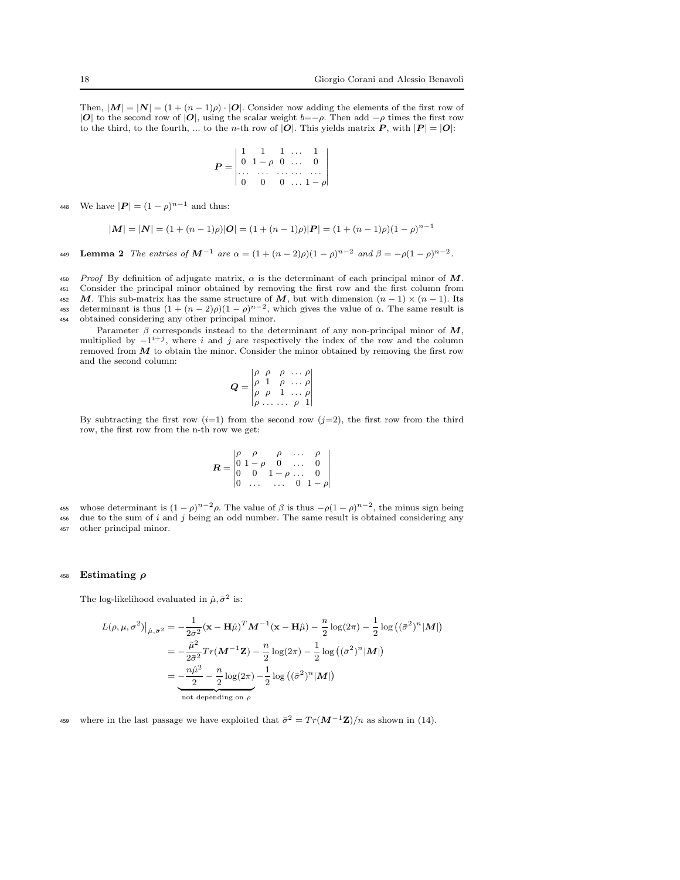Then, $|\boldsymbol{M}| = |\boldsymbol{N}| = (1 + (n-1)\rho) \cdot |\boldsymbol{O}|$. Consider now adding the elements of the first row of $|\boldsymbol{O}|$ to the second row of $|\boldsymbol{O}|$, using the scalar weight $b$=$-\rho$. Then add $-\rho$ times the first row to the third, to the fourth, ... to the $n$-th row of $|\boldsymbol{O}|$. This yields matrix $\boldsymbol{P}$, with $|\boldsymbol{P}| = |\boldsymbol{O}|$:

$$\boldsymbol{P} = \begin{vmatrix} 1 & 1 & 1 & \dots & 1 \\ 0 & 1-\rho & 0 & \dots & 0 \\ \dots & \dots & \dots & \dots & \dots \\ 0 & 0 & 0 & \dots & 1-\rho \end{vmatrix}$$

We have $|\boldsymbol{P}| = (1-\rho)^{n-1}$ and thus:

$$|\boldsymbol{M}| = |\boldsymbol{N}| = (1 + (n-1)\rho)|\boldsymbol{O}| = (1 + (n-1)\rho)|\boldsymbol{P}| = (1 + (n-1)\rho)(1-\rho)^{n-1}$$

**Lemma 2** *The entries of $\boldsymbol{M}^{-1}$ are $\alpha = (1 + (n-2)\rho)(1-\rho)^{n-2}$ and $\beta = -\rho(1-\rho)^{n-2}$.*

*Proof* By definition of adjugate matrix, $\alpha$ is the determinant of each principal minor of $\boldsymbol{M}$. Consider the principal minor obtained by removing the first row and the first column from $\boldsymbol{M}$. This sub-matrix has the same structure of $\boldsymbol{M}$, but with dimension $(n-1) \times (n-1)$. Its determinant is thus $(1 + (n-2)\rho)(1-\rho)^{n-2}$, which gives the value of $\alpha$. The same result is obtained considering any other principal minor.

Parameter $\beta$ corresponds instead to the determinant of any non-principal minor of $\boldsymbol{M}$, multiplied by $-1^{i+j}$, where $i$ and $j$ are respectively the index of the row and the column removed from $\boldsymbol{M}$ to obtain the minor. Consider the minor obtained by removing the first row and the second column:

$$\boldsymbol{Q} = \begin{vmatrix} \rho & \rho & \rho & \dots & \rho \\ \rho & 1 & \rho & \dots & \rho \\ \rho & \rho & 1 & \dots & \rho \\ \rho & \dots & \dots & \rho & 1 \end{vmatrix}$$

By subtracting the first row ($i$=1) from the second row ($j$=2), the first row from the third row, the first row from the n-th row we get:

$$\boldsymbol{R} = \begin{vmatrix} \rho & \rho & \rho & \dots & \rho \\ 0 & 1-\rho & 0 & \dots & 0 \\ 0 & 0 & 1-\rho & \dots & 0 \\ 0 & \dots & \dots & 0 & 1-\rho \end{vmatrix}$$

whose determinant is $(1-\rho)^{n-2}\rho$. The value of $\beta$ is thus $-\rho(1-\rho)^{n-2}$, the minus sign being due to the sum of $i$ and $j$ being an odd number. The same result is obtained considering any other principal minor.

## Estimating $\boldsymbol{\rho}$

The log-likelihood evaluated in $\hat{\mu}, \bar{\sigma}^2$ is:

$$\begin{aligned} L(\rho, \mu, \sigma^2)\big|_{\hat{\mu}, \bar{\sigma}^2} &= -\frac{1}{2\bar{\sigma}^2}(\mathbf{x} - \mathbf{H}\hat{\mu})^T \boldsymbol{M}^{-1}(\mathbf{x} - \mathbf{H}\hat{\mu}) - \frac{n}{2}\log(2\pi) - \frac{1}{2}\log\left((\bar{\sigma}^2)^n |\boldsymbol{M}|\right) \\ &= -\frac{\hat{\mu}^2}{2\bar{\sigma}^2} Tr(\boldsymbol{M}^{-1}\mathbf{Z}) - \frac{n}{2}\log(2\pi) - \frac{1}{2}\log\left((\bar{\sigma}^2)^n |\boldsymbol{M}|\right) \\ &= \underbrace{-\frac{n\hat{\mu}^2}{2} - \frac{n}{2}\log(2\pi)}_{\text{not depending on } \rho} - \frac{1}{2}\log\left((\bar{\sigma}^2)^n |\boldsymbol{M}|\right) \end{aligned}$$

where in the last passage we have exploited that $\bar{\sigma}^2 = Tr(\boldsymbol{M}^{-1}\mathbf{Z})/n$ as shown in (14).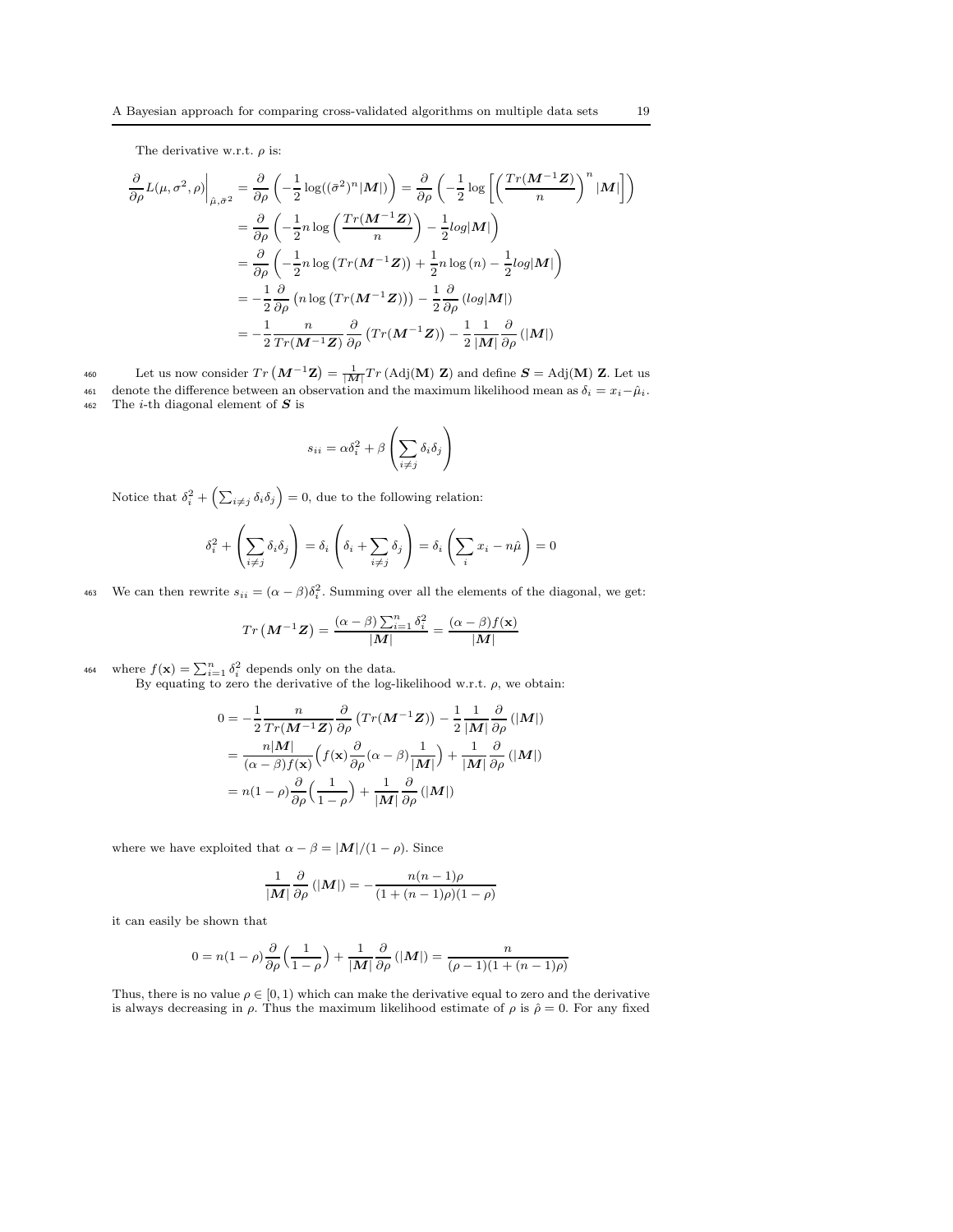The derivative w.r.t. $\rho$ is:

$$
\begin{aligned}
\frac{\partial}{\partial \rho} L(\mu, \sigma^2, \rho)\Big|_{\hat{\mu}, \hat{\sigma}^2} &= \frac{\partial}{\partial \rho}\left(-\frac{1}{2}\log((\hat{\sigma}^2)^n |\boldsymbol{M}|)\right) = \frac{\partial}{\partial \rho}\left(-\frac{1}{2}\log\left[\left(\frac{Tr(\boldsymbol{M}^{-1}\boldsymbol{Z})}{n}\right)^n |\boldsymbol{M}|\right]\right) \\
&= \frac{\partial}{\partial \rho}\left(-\frac{1}{2} n \log\left(\frac{Tr(\boldsymbol{M}^{-1}\boldsymbol{Z})}{n}\right) - \frac{1}{2} log|\boldsymbol{M}|\right) \\
&= \frac{\partial}{\partial \rho}\left(-\frac{1}{2} n \log\left(Tr(\boldsymbol{M}^{-1}\boldsymbol{Z})\right) + \frac{1}{2} n \log(n) - \frac{1}{2} log|\boldsymbol{M}|\right) \\
&= -\frac{1}{2}\frac{\partial}{\partial \rho}\left(n \log\left(Tr(\boldsymbol{M}^{-1}\boldsymbol{Z})\right)\right) - \frac{1}{2}\frac{\partial}{\partial \rho}\left(log|\boldsymbol{M}|\right) \\
&= -\frac{1}{2}\frac{n}{Tr(\boldsymbol{M}^{-1}\boldsymbol{Z})}\frac{\partial}{\partial \rho}\left(Tr(\boldsymbol{M}^{-1}\boldsymbol{Z})\right) - \frac{1}{2}\frac{1}{|\boldsymbol{M}|}\frac{\partial}{\partial \rho}\left(|\boldsymbol{M}|\right)
\end{aligned}
$$

Let us now consider $Tr\left(\boldsymbol{M}^{-1}\mathbf{Z}\right) = \frac{1}{|\boldsymbol{M}|} Tr\left(\text{Adj}(\mathbf{M})\ \mathbf{Z}\right)$ and define $\boldsymbol{S} = \text{Adj}(\mathbf{M})\ \mathbf{Z}$. Let us denote the difference between an observation and the maximum likelihood mean as $\delta_i = x_i - \hat{\mu}_i$. The $i$-th diagonal element of $\boldsymbol{S}$ is

$$
s_{ii} = \alpha \delta_i^2 + \beta\left(\sum_{i \neq j} \delta_i \delta_j\right)
$$

Notice that $\delta_i^2 + \left(\sum_{i \neq j} \delta_i \delta_j\right) = 0$, due to the following relation:

$$
\delta_i^2 + \left(\sum_{i \neq j} \delta_i \delta_j\right) = \delta_i\left(\delta_i + \sum_{i \neq j} \delta_j\right) = \delta_i\left(\sum_i x_i - n\hat{\mu}\right) = 0
$$

We can then rewrite $s_{ii} = (\alpha - \beta)\delta_i^2$. Summing over all the elements of the diagonal, we get:

$$
Tr\left(\boldsymbol{M}^{-1}\boldsymbol{Z}\right) = \frac{(\alpha - \beta)\sum_{i=1}^n \delta_i^2}{|\boldsymbol{M}|} = \frac{(\alpha - \beta) f(\mathbf{x})}{|\boldsymbol{M}|}
$$

where $f(\mathbf{x}) = \sum_{i=1}^n \delta_i^2$ depends only on the data.

By equating to zero the derivative of the log-likelihood w.r.t. $\rho$, we obtain:

$$
\begin{aligned}
0 &= -\frac{1}{2}\frac{n}{Tr(\boldsymbol{M}^{-1}\boldsymbol{Z})}\frac{\partial}{\partial \rho}\left(Tr(\boldsymbol{M}^{-1}\boldsymbol{Z})\right) - \frac{1}{2}\frac{1}{|\boldsymbol{M}|}\frac{\partial}{\partial \rho}\left(|\boldsymbol{M}|\right) \\
&= \frac{n|\boldsymbol{M}|}{(\alpha - \beta) f(\mathbf{x})}\Big(f(\mathbf{x})\frac{\partial}{\partial \rho}(\alpha - \beta)\frac{1}{|\boldsymbol{M}|}\Big) + \frac{1}{|\boldsymbol{M}|}\frac{\partial}{\partial \rho}\left(|\boldsymbol{M}|\right) \\
&= n(1-\rho)\frac{\partial}{\partial \rho}\Big(\frac{1}{1-\rho}\Big) + \frac{1}{|\boldsymbol{M}|}\frac{\partial}{\partial \rho}\left(|\boldsymbol{M}|\right)
\end{aligned}
$$

where we have exploited that $\alpha - \beta = |\boldsymbol{M}|/(1-\rho)$. Since

$$
\frac{1}{|\boldsymbol{M}|}\frac{\partial}{\partial \rho}\left(|\boldsymbol{M}|\right) = -\frac{n(n-1)\rho}{(1+(n-1)\rho)(1-\rho)}
$$

it can easily be shown that

$$
0 = n(1-\rho)\frac{\partial}{\partial \rho}\Big(\frac{1}{1-\rho}\Big) + \frac{1}{|\boldsymbol{M}|}\frac{\partial}{\partial \rho}\left(|\boldsymbol{M}|\right) = \frac{n}{(\rho - 1)(1+(n-1)\rho)}
$$

Thus, there is no value $\rho \in [0, 1)$ which can make the derivative equal to zero and the derivative is always decreasing in $\rho$. Thus the maximum likelihood estimate of $\rho$ is $\hat{\rho} = 0$. For any fixed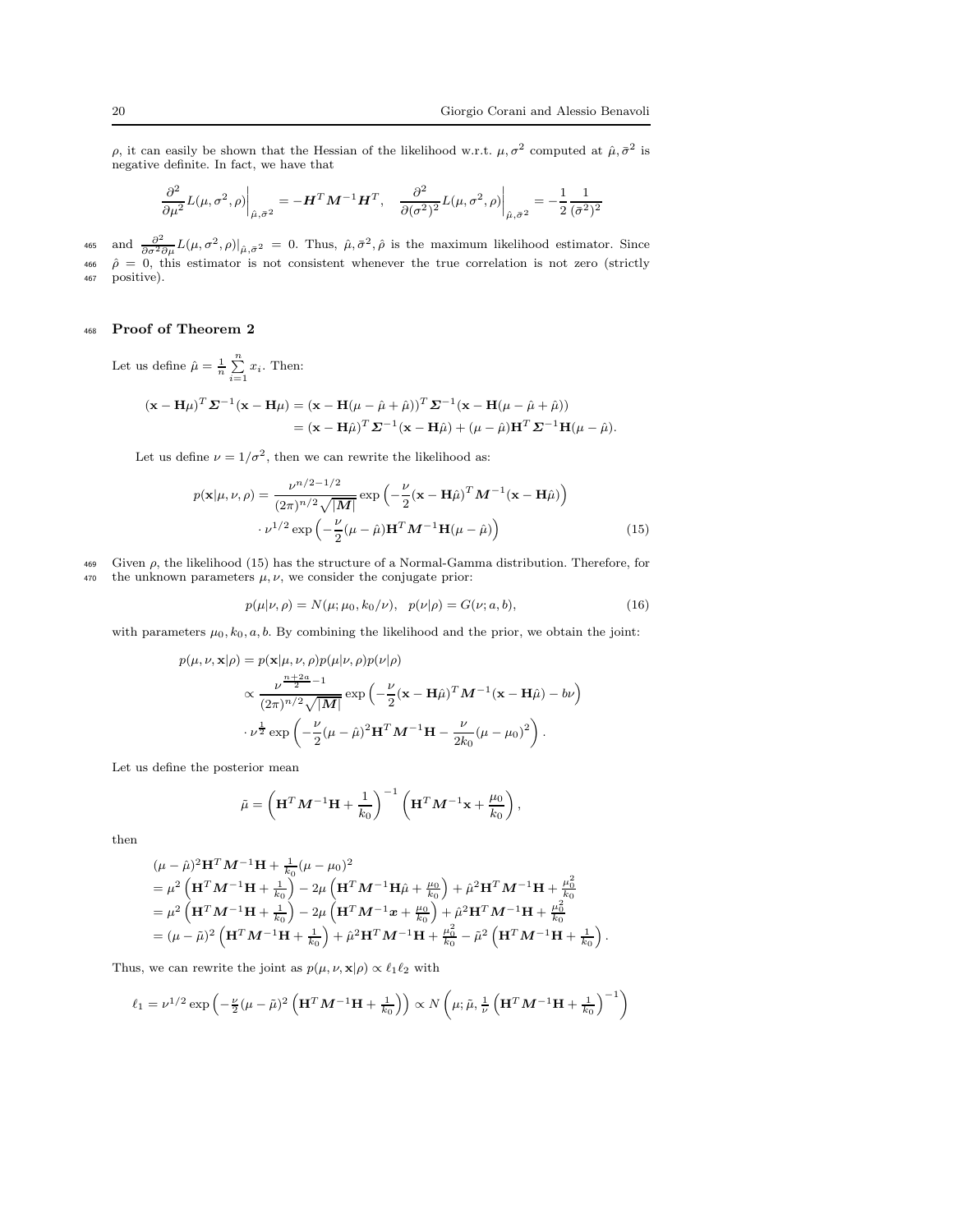$\rho$, it can easily be shown that the Hessian of the likelihood w.r.t. $\mu, \sigma^2$ computed at $\hat{\mu}, \bar{\sigma}^2$ is negative definite. In fact, we have that

$$\left.\frac{\partial^2}{\partial \mu^2} L(\mu, \sigma^2, \rho)\right|_{\hat{\mu}, \bar{\sigma}^2} = -\boldsymbol{H}^T \boldsymbol{M}^{-1} \boldsymbol{H}^T, \quad \left.\frac{\partial^2}{\partial (\sigma^2)^2} L(\mu, \sigma^2, \rho)\right|_{\hat{\mu}, \bar{\sigma}^2} = -\frac{1}{2}\frac{1}{(\bar{\sigma}^2)^2}$$

and $\frac{\partial^2}{\partial \sigma^2 \partial \mu} L(\mu, \sigma^2, \rho)|_{\hat{\mu}, \bar{\sigma}^2} = 0$. Thus, $\hat{\mu}, \bar{\sigma}^2, \hat{\rho}$ is the maximum likelihood estimator. Since $\hat{\rho} = 0$, this estimator is not consistent whenever the true correlation is not zero (strictly positive).

## Proof of Theorem 2

Let us define $\hat{\mu} = \frac{1}{n}\sum_{i=1}^{n} x_i$. Then:

$$\begin{aligned}
(\mathbf{x} - \mathbf{H}\mu)^T \boldsymbol{\Sigma}^{-1} (\mathbf{x} - \mathbf{H}\mu) &= (\mathbf{x} - \mathbf{H}(\mu - \hat{\mu} + \hat{\mu}))^T \boldsymbol{\Sigma}^{-1} (\mathbf{x} - \mathbf{H}(\mu - \hat{\mu} + \hat{\mu})) \\
&= (\mathbf{x} - \mathbf{H}\hat{\mu})^T \boldsymbol{\Sigma}^{-1} (\mathbf{x} - \mathbf{H}\hat{\mu}) + (\mu - \hat{\mu}) \mathbf{H}^T \boldsymbol{\Sigma}^{-1} \mathbf{H} (\mu - \hat{\mu}).
\end{aligned}$$

Let us define $\nu = 1/\sigma^2$, then we can rewrite the likelihood as:

$$\begin{aligned}
p(\mathbf{x}|\mu, \nu, \rho) = &\frac{\nu^{n/2 - 1/2}}{(2\pi)^{n/2}\sqrt{|\boldsymbol{M}|}} \exp\left(-\frac{\nu}{2}(\mathbf{x} - \mathbf{H}\hat{\mu})^T \boldsymbol{M}^{-1} (\mathbf{x} - \mathbf{H}\hat{\mu})\right) \\
&\cdot \nu^{1/2} \exp\left(-\frac{\nu}{2}(\mu - \hat{\mu}) \mathbf{H}^T \boldsymbol{M}^{-1} \mathbf{H} (\mu - \hat{\mu})\right)
\end{aligned} \tag{15}$$

Given $\rho$, the likelihood (15) has the structure of a Normal-Gamma distribution. Therefore, for the unknown parameters $\mu, \nu$, we consider the conjugate prior:

$$p(\mu|\nu, \rho) = N(\mu; \mu_0, k_0/\nu), \quad p(\nu|\rho) = G(\nu; a, b), \tag{16}$$

with parameters $\mu_0, k_0, a, b$. By combining the likelihood and the prior, we obtain the joint:

$$\begin{aligned}
p(\mu, \nu, \mathbf{x}|\rho) &= p(\mathbf{x}|\mu, \nu, \rho) p(\mu|\nu, \rho) p(\nu|\rho) \\
&\propto \frac{\nu^{\frac{n+2a}{2} - 1}}{(2\pi)^{n/2}\sqrt{|\boldsymbol{M}|}} \exp\left(-\frac{\nu}{2}(\mathbf{x} - \mathbf{H}\hat{\mu})^T \boldsymbol{M}^{-1} (\mathbf{x} - \mathbf{H}\hat{\mu}) - b\nu\right) \\
&\cdot \nu^{\frac{1}{2}} \exp\left(-\frac{\nu}{2}(\mu - \hat{\mu})^2 \mathbf{H}^T \boldsymbol{M}^{-1} \mathbf{H} - \frac{\nu}{2k_0}(\mu - \mu_0)^2\right).
\end{aligned}$$

Let us define the posterior mean

$$\tilde{\mu} = \left(\mathbf{H}^T \boldsymbol{M}^{-1} \mathbf{H} + \frac{1}{k_0}\right)^{-1} \left(\mathbf{H}^T \boldsymbol{M}^{-1} \mathbf{x} + \frac{\mu_0}{k_0}\right),$$

then

$$\begin{aligned}
&(\mu - \hat{\mu})^2 \mathbf{H}^T \boldsymbol{M}^{-1} \mathbf{H} + \tfrac{1}{k_0}(\mu - \mu_0)^2 \\
&= \mu^2 \left(\mathbf{H}^T \boldsymbol{M}^{-1} \mathbf{H} + \tfrac{1}{k_0}\right) - 2\mu \left(\mathbf{H}^T \boldsymbol{M}^{-1} \mathbf{H}\hat{\mu} + \tfrac{\mu_0}{k_0}\right) + \hat{\mu}^2 \mathbf{H}^T \boldsymbol{M}^{-1} \mathbf{H} + \tfrac{\mu_0^2}{k_0} \\
&= \mu^2 \left(\mathbf{H}^T \boldsymbol{M}^{-1} \mathbf{H} + \tfrac{1}{k_0}\right) - 2\mu \left(\mathbf{H}^T \boldsymbol{M}^{-1} \boldsymbol{x} + \tfrac{\mu_0}{k_0}\right) + \hat{\mu}^2 \mathbf{H}^T \boldsymbol{M}^{-1} \mathbf{H} + \tfrac{\mu_0^2}{k_0} \\
&= (\mu - \tilde{\mu})^2 \left(\mathbf{H}^T \boldsymbol{M}^{-1} \mathbf{H} + \tfrac{1}{k_0}\right) + \hat{\mu}^2 \mathbf{H}^T \boldsymbol{M}^{-1} \mathbf{H} + \tfrac{\mu_0^2}{k_0} - \tilde{\mu}^2 \left(\mathbf{H}^T \boldsymbol{M}^{-1} \mathbf{H} + \tfrac{1}{k_0}\right).
\end{aligned}$$

Thus, we can rewrite the joint as $p(\mu, \nu, \mathbf{x}|\rho) \propto \ell_1 \ell_2$ with

$$\ell_1 = \nu^{1/2} \exp\left(-\tfrac{\nu}{2}(\mu - \tilde{\mu})^2 \left(\mathbf{H}^T \boldsymbol{M}^{-1} \mathbf{H} + \tfrac{1}{k_0}\right)\right) \propto N\left(\mu; \tilde{\mu}, \tfrac{1}{\nu}\left(\mathbf{H}^T \boldsymbol{M}^{-1} \mathbf{H} + \tfrac{1}{k_0}\right)^{-1}\right)$$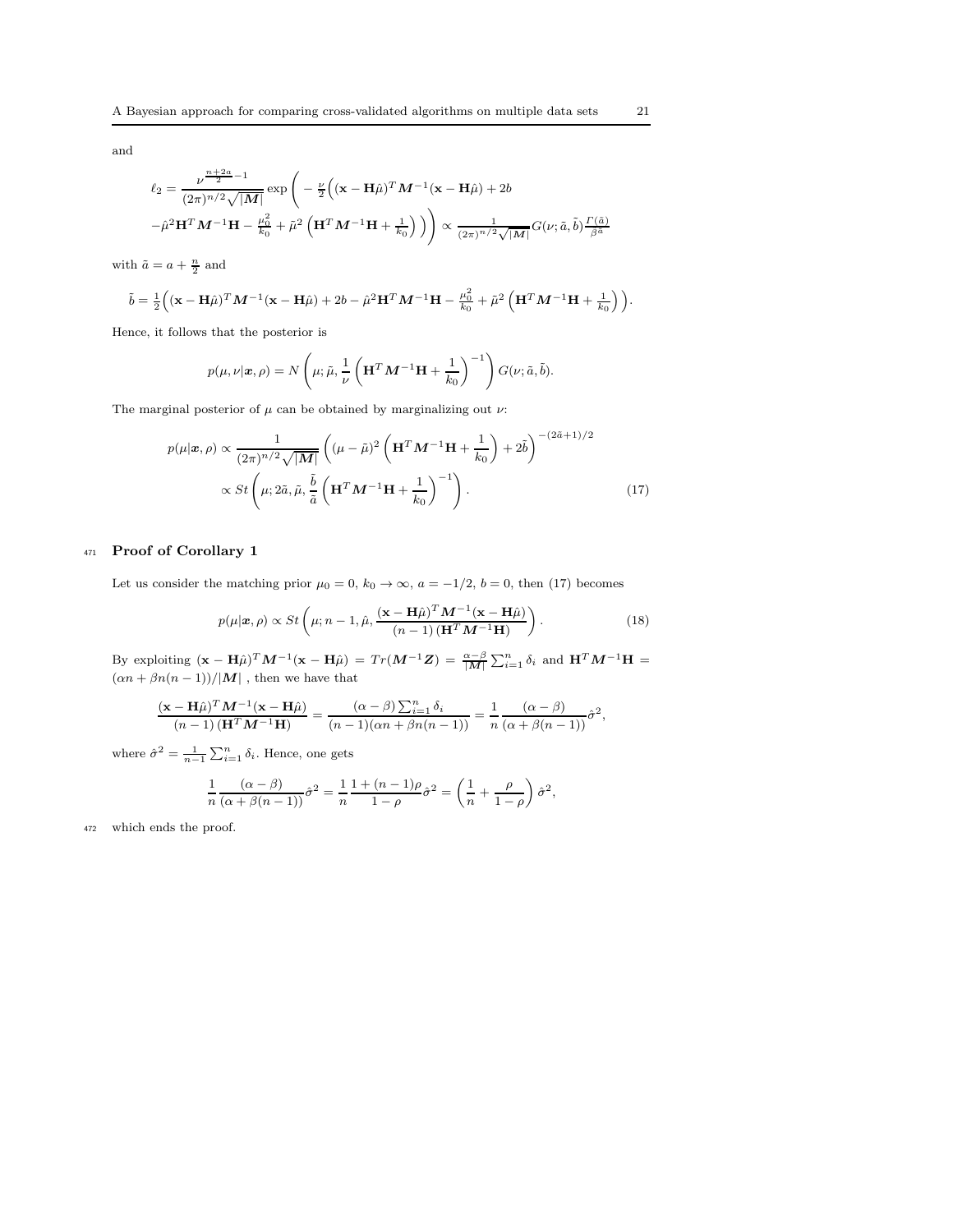and

$$\ell_2 = \frac{\nu^{\frac{n+2a}{2}-1}}{(2\pi)^{n/2}\sqrt{|\boldsymbol{M}|}} \exp\Bigg( -\tfrac{\nu}{2}\Big( (\mathbf{x}-\mathbf{H}\hat{\mu})^T \boldsymbol{M}^{-1}(\mathbf{x}-\mathbf{H}\hat{\mu}) + 2b$$
$$-\hat{\mu}^2 \mathbf{H}^T \boldsymbol{M}^{-1}\mathbf{H} - \tfrac{\mu_0^2}{k_0} + \tilde{\mu}^2 \left( \mathbf{H}^T \boldsymbol{M}^{-1}\mathbf{H} + \tfrac{1}{k_0} \right) \Big) \Bigg) \propto \tfrac{1}{(2\pi)^{n/2}\sqrt{|\boldsymbol{M}|}} G(\nu; \tilde{a}, \tilde{b}) \tfrac{\Gamma(\tilde{a})}{\beta^{\tilde{a}}}$$

with $\tilde{a} = a + \frac{n}{2}$ and

$$\tilde{b} = \tfrac{1}{2}\Big( (\mathbf{x}-\mathbf{H}\hat{\mu})^T \boldsymbol{M}^{-1}(\mathbf{x}-\mathbf{H}\hat{\mu}) + 2b - \hat{\mu}^2 \mathbf{H}^T \boldsymbol{M}^{-1}\mathbf{H} - \tfrac{\mu_0^2}{k_0} + \tilde{\mu}^2 \left( \mathbf{H}^T \boldsymbol{M}^{-1}\mathbf{H} + \tfrac{1}{k_0} \right) \Big).$$

Hence, it follows that the posterior is

$$p(\mu, \nu | \boldsymbol{x}, \rho) = N\left( \mu; \tilde{\mu}, \frac{1}{\nu} \left( \mathbf{H}^T \boldsymbol{M}^{-1}\mathbf{H} + \frac{1}{k_0} \right)^{-1} \right) G(\nu; \tilde{a}, \tilde{b}).$$

The marginal posterior of $\mu$ can be obtained by marginalizing out $\nu$:

$$\begin{aligned} p(\mu | \boldsymbol{x}, \rho) &\propto \frac{1}{(2\pi)^{n/2}\sqrt{|\boldsymbol{M}|}} \left( (\mu - \tilde{\mu})^2 \left( \mathbf{H}^T \boldsymbol{M}^{-1}\mathbf{H} + \frac{1}{k_0} \right) + 2\tilde{b} \right)^{-(2\tilde{a}+1)/2} \\ &\propto St\left( \mu; 2\tilde{a}, \tilde{\mu}, \frac{\tilde{b}}{\tilde{a}} \left( \mathbf{H}^T \boldsymbol{M}^{-1}\mathbf{H} + \frac{1}{k_0} \right)^{-1} \right). \end{aligned} \tag{17}$$

## Proof of Corollary 1

Let us consider the matching prior $\mu_0 = 0$, $k_0 \to \infty$, $a = -1/2$, $b = 0$, then (17) becomes

$$p(\mu | \boldsymbol{x}, \rho) \propto St\left( \mu; n-1, \hat{\mu}, \frac{(\mathbf{x}-\mathbf{H}\hat{\mu})^T \boldsymbol{M}^{-1}(\mathbf{x}-\mathbf{H}\hat{\mu})}{(n-1)\left( \mathbf{H}^T \boldsymbol{M}^{-1}\mathbf{H} \right)} \right). \tag{18}$$

By exploiting $(\mathbf{x}-\mathbf{H}\hat{\mu})^T \boldsymbol{M}^{-1}(\mathbf{x}-\mathbf{H}\hat{\mu}) = Tr(\boldsymbol{M}^{-1}\boldsymbol{Z}) = \frac{\alpha-\beta}{|\boldsymbol{M}|}\sum_{i=1}^n \delta_i$ and $\mathbf{H}^T \boldsymbol{M}^{-1}\mathbf{H} = (\alpha n + \beta n(n-1))/|\boldsymbol{M}|$ , then we have that

$$\frac{(\mathbf{x}-\mathbf{H}\hat{\mu})^T \boldsymbol{M}^{-1}(\mathbf{x}-\mathbf{H}\hat{\mu})}{(n-1)\left( \mathbf{H}^T \boldsymbol{M}^{-1}\mathbf{H} \right)} = \frac{(\alpha-\beta)\sum_{i=1}^n \delta_i}{(n-1)(\alpha n + \beta n(n-1))} = \frac{1}{n}\frac{(\alpha-\beta)}{(\alpha + \beta(n-1))}\hat{\sigma}^2,$$

where $\hat{\sigma}^2 = \frac{1}{n-1}\sum_{i=1}^n \delta_i$. Hence, one gets

$$\frac{1}{n}\frac{(\alpha-\beta)}{(\alpha + \beta(n-1))}\hat{\sigma}^2 = \frac{1}{n}\frac{1+(n-1)\rho}{1-\rho}\hat{\sigma}^2 = \left( \frac{1}{n} + \frac{\rho}{1-\rho} \right)\hat{\sigma}^2,$$

which ends the proof.